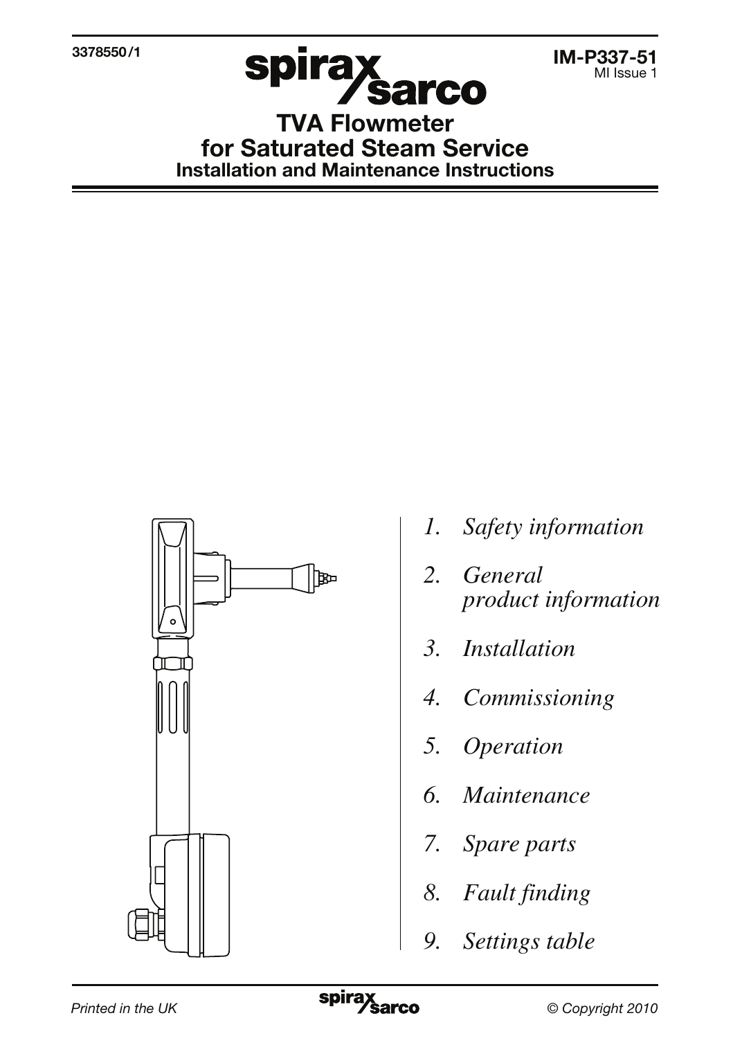3378550/1

**IM-P337-51**
MI Issue 1

spirax sarco

# TVA Flowmeter for Saturated Steam Service

## Installation and Maintenance Instructions

1. *Safety information*
2. *General product information*
3. *Installation*
4. *Commissioning*
5. *Operation*
6. *Maintenance*
7. *Spare parts*
8. *Fault finding*
9. *Settings table*

*Printed in the UK*

*© Copyright 2010*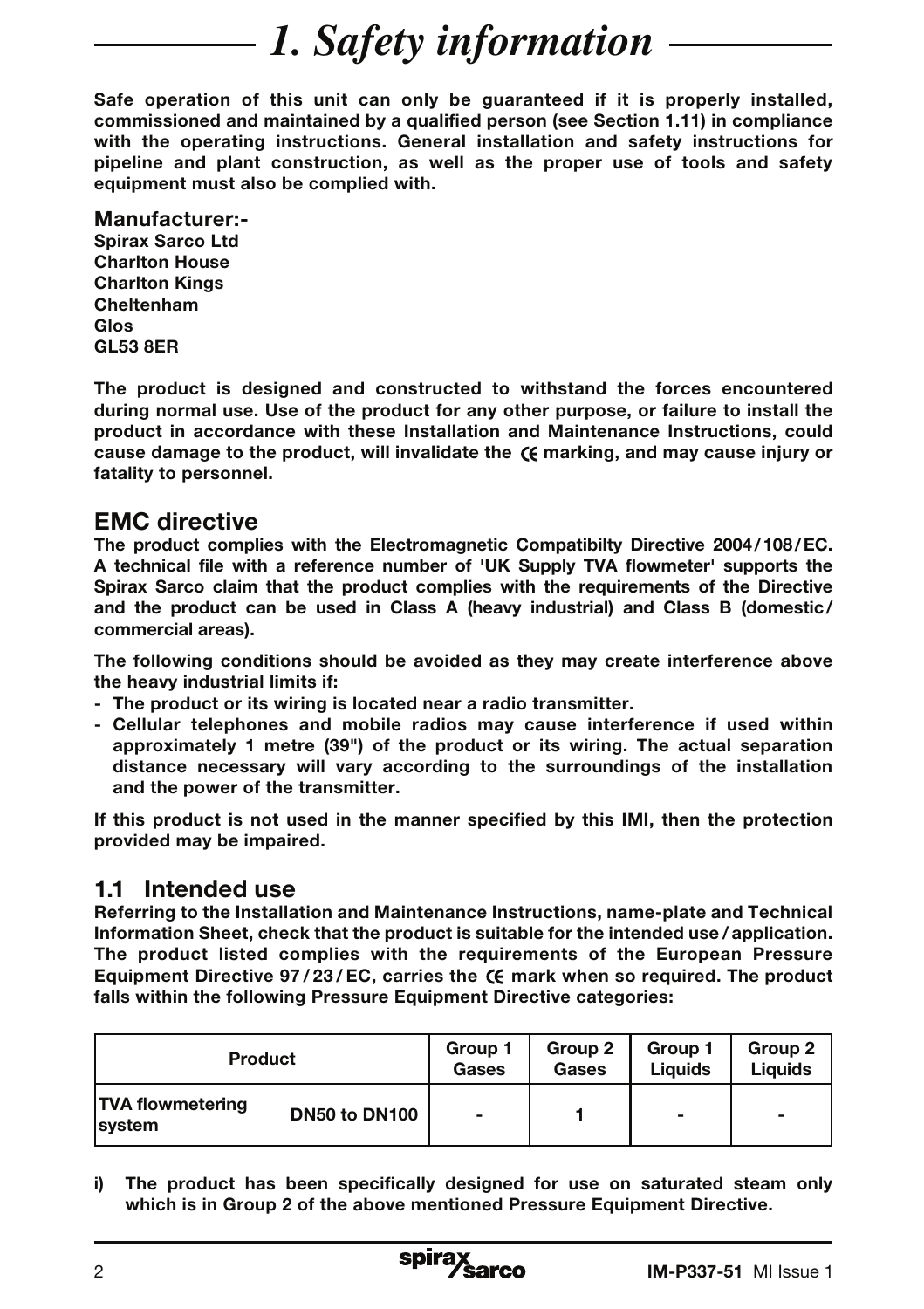# 1. Safety information

**Safe operation of this unit can only be guaranteed if it is properly installed, commissioned and maintained by a qualified person (see Section 1.11) in compliance with the operating instructions. General installation and safety instructions for pipeline and plant construction, as well as the proper use of tools and safety equipment must also be complied with.**

**Manufacturer:-**
**Spirax Sarco Ltd**
**Charlton House**
**Charlton Kings**
**Cheltenham**
**Glos**
**GL53 8ER**

**The product is designed and constructed to withstand the forces encountered during normal use. Use of the product for any other purpose, or failure to install the product in accordance with these Installation and Maintenance Instructions, could cause damage to the product, will invalidate the CE marking, and may cause injury or fatality to personnel.**

## EMC directive

**The product complies with the Electromagnetic Compatibilty Directive 2004/108/EC. A technical file with a reference number of 'UK Supply TVA flowmeter' supports the Spirax Sarco claim that the product complies with the requirements of the Directive and the product can be used in Class A (heavy industrial) and Class B (domestic/ commercial areas).**

**The following conditions should be avoided as they may create interference above the heavy industrial limits if:**

- **The product or its wiring is located near a radio transmitter.**
- **Cellular telephones and mobile radios may cause interference if used within approximately 1 metre (39") of the product or its wiring. The actual separation distance necessary will vary according to the surroundings of the installation and the power of the transmitter.**

**If this product is not used in the manner specified by this IMI, then the protection provided may be impaired.**

## 1.1 Intended use

**Referring to the Installation and Maintenance Instructions, name-plate and Technical Information Sheet, check that the product is suitable for the intended use/application. The product listed complies with the requirements of the European Pressure Equipment Directive 97/23/EC, carries the CE mark when so required. The product falls within the following Pressure Equipment Directive categories:**

| Product | | Group 1 Gases | Group 2 Gases | Group 1 Liquids | Group 2 Liquids |
|---|---|---|---|---|---|
| TVA flowmetering system | DN50 to DN100 | - | 1 | - | - |

**i) The product has been specifically designed for use on saturated steam only which is in Group 2 of the above mentioned Pressure Equipment Directive.**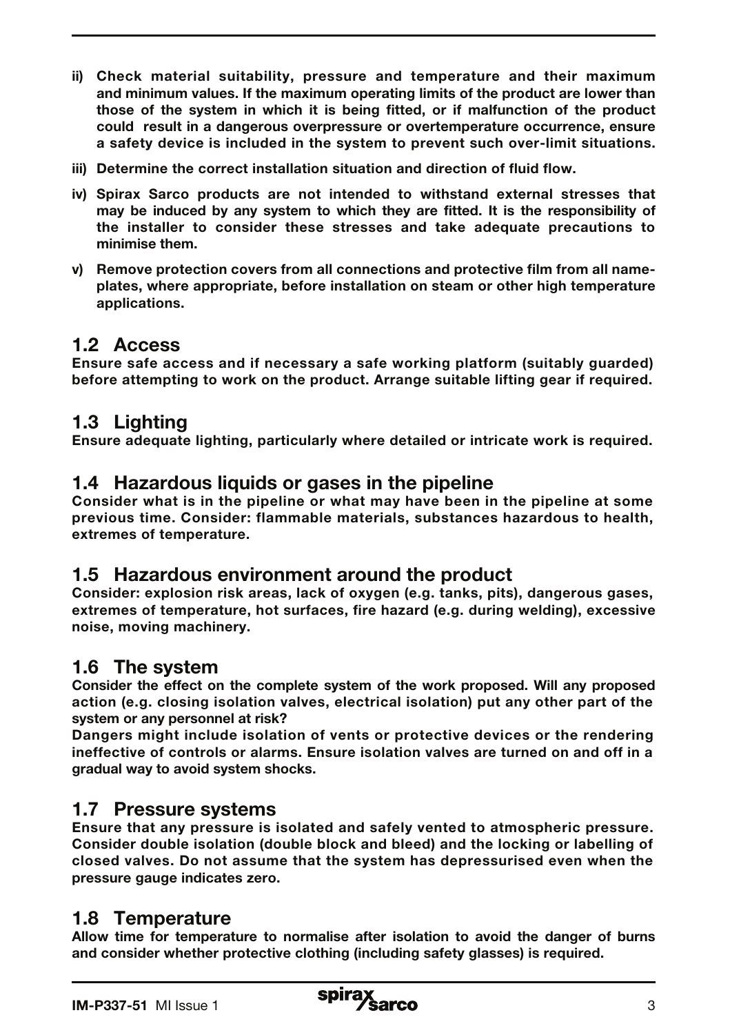**ii) Check material suitability, pressure and temperature and their maximum and minimum values. If the maximum operating limits of the product are lower than those of the system in which it is being fitted, or if malfunction of the product could result in a dangerous overpressure or overtemperature occurrence, ensure a safety device is included in the system to prevent such over-limit situations.**

**iii) Determine the correct installation situation and direction of fluid flow.**

**iv) Spirax Sarco products are not intended to withstand external stresses that may be induced by any system to which they are fitted. It is the responsibility of the installer to consider these stresses and take adequate precautions to minimise them.**

**v) Remove protection covers from all connections and protective film from all name-plates, where appropriate, before installation on steam or other high temperature applications.**

## 1.2 Access

**Ensure safe access and if necessary a safe working platform (suitably guarded) before attempting to work on the product. Arrange suitable lifting gear if required.**

## 1.3 Lighting

**Ensure adequate lighting, particularly where detailed or intricate work is required.**

## 1.4 Hazardous liquids or gases in the pipeline

**Consider what is in the pipeline or what may have been in the pipeline at some previous time. Consider: flammable materials, substances hazardous to health, extremes of temperature.**

## 1.5 Hazardous environment around the product

**Consider: explosion risk areas, lack of oxygen (e.g. tanks, pits), dangerous gases, extremes of temperature, hot surfaces, fire hazard (e.g. during welding), excessive noise, moving machinery.**

## 1.6 The system

**Consider the effect on the complete system of the work proposed. Will any proposed action (e.g. closing isolation valves, electrical isolation) put any other part of the system or any personnel at risk?**

**Dangers might include isolation of vents or protective devices or the rendering ineffective of controls or alarms. Ensure isolation valves are turned on and off in a gradual way to avoid system shocks.**

## 1.7 Pressure systems

**Ensure that any pressure is isolated and safely vented to atmospheric pressure. Consider double isolation (double block and bleed) and the locking or labelling of closed valves. Do not assume that the system has depressurised even when the pressure gauge indicates zero.**

## 1.8 Temperature

**Allow time for temperature to normalise after isolation to avoid the danger of burns and consider whether protective clothing (including safety glasses) is required.**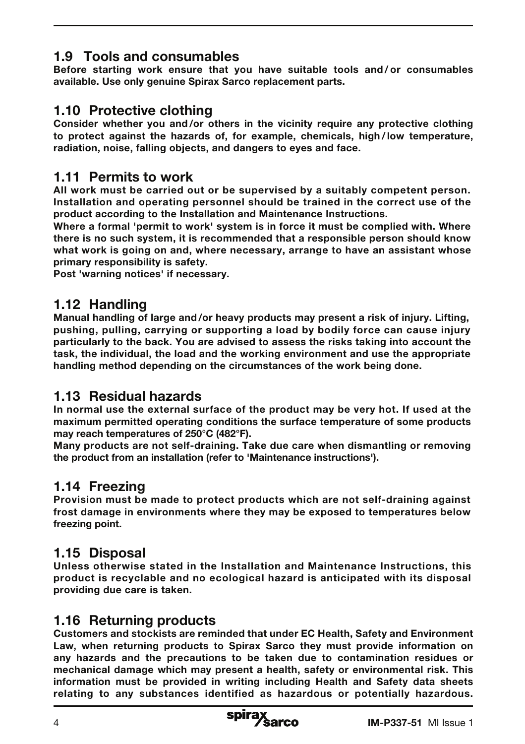## 1.9 Tools and consumables

**Before starting work ensure that you have suitable tools and/or consumables available. Use only genuine Spirax Sarco replacement parts.**

## 1.10 Protective clothing

**Consider whether you and/or others in the vicinity require any protective clothing to protect against the hazards of, for example, chemicals, high/low temperature, radiation, noise, falling objects, and dangers to eyes and face.**

## 1.11 Permits to work

**All work must be carried out or be supervised by a suitably competent person. Installation and operating personnel should be trained in the correct use of the product according to the Installation and Maintenance Instructions.**

**Where a formal 'permit to work' system is in force it must be complied with. Where there is no such system, it is recommended that a responsible person should know what work is going on and, where necessary, arrange to have an assistant whose primary responsibility is safety.**

**Post 'warning notices' if necessary.**

## 1.12 Handling

**Manual handling of large and/or heavy products may present a risk of injury. Lifting, pushing, pulling, carrying or supporting a load by bodily force can cause injury particularly to the back. You are advised to assess the risks taking into account the task, the individual, the load and the working environment and use the appropriate handling method depending on the circumstances of the work being done.**

## 1.13 Residual hazards

**In normal use the external surface of the product may be very hot. If used at the maximum permitted operating conditions the surface temperature of some products may reach temperatures of 250°C (482°F).**

**Many products are not self-draining. Take due care when dismantling or removing the product from an installation (refer to 'Maintenance instructions').**

## 1.14 Freezing

**Provision must be made to protect products which are not self-draining against frost damage in environments where they may be exposed to temperatures below freezing point.**

## 1.15 Disposal

**Unless otherwise stated in the Installation and Maintenance Instructions, this product is recyclable and no ecological hazard is anticipated with its disposal providing due care is taken.**

## 1.16 Returning products

**Customers and stockists are reminded that under EC Health, Safety and Environment Law, when returning products to Spirax Sarco they must provide information on any hazards and the precautions to be taken due to contamination residues or mechanical damage which may present a health, safety or environmental risk. This information must be provided in writing including Health and Safety data sheets relating to any substances identified as hazardous or potentially hazardous.**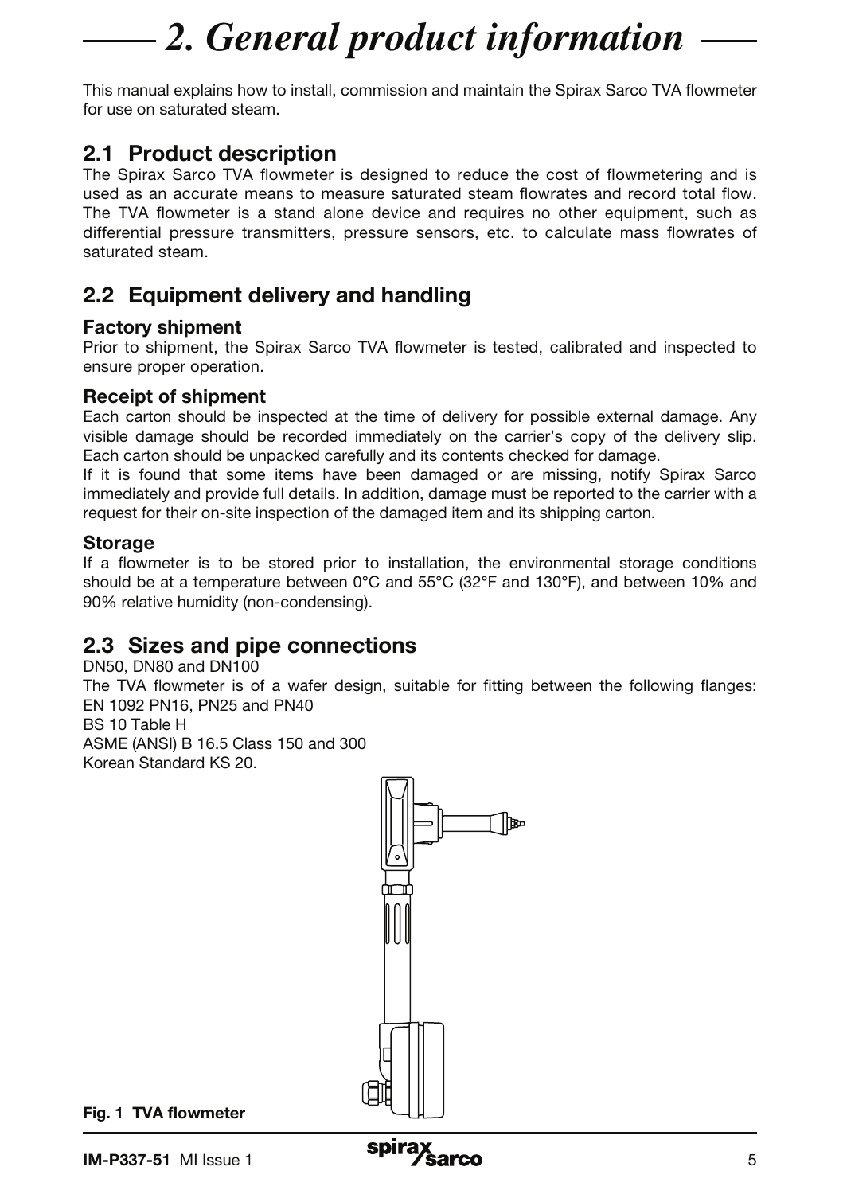# 2. General product information

This manual explains how to install, commission and maintain the Spirax Sarco TVA flowmeter for use on saturated steam.

## 2.1 Product description

The Spirax Sarco TVA flowmeter is designed to reduce the cost of flowmetering and is used as an accurate means to measure saturated steam flowrates and record total flow. The TVA flowmeter is a stand alone device and requires no other equipment, such as differential pressure transmitters, pressure sensors, etc. to calculate mass flowrates of saturated steam.

## 2.2 Equipment delivery and handling

### Factory shipment

Prior to shipment, the Spirax Sarco TVA flowmeter is tested, calibrated and inspected to ensure proper operation.

### Receipt of shipment

Each carton should be inspected at the time of delivery for possible external damage. Any visible damage should be recorded immediately on the carrier's copy of the delivery slip. Each carton should be unpacked carefully and its contents checked for damage.

If it is found that some items have been damaged or are missing, notify Spirax Sarco immediately and provide full details. In addition, damage must be reported to the carrier with a request for their on-site inspection of the damaged item and its shipping carton.

### Storage

If a flowmeter is to be stored prior to installation, the environmental storage conditions should be at a temperature between 0°C and 55°C (32°F and 130°F), and between 10% and 90% relative humidity (non-condensing).

## 2.3 Sizes and pipe connections

DN50, DN80 and DN100

The TVA flowmeter is of a wafer design, suitable for fitting between the following flanges:

EN 1092 PN16, PN25 and PN40

BS 10 Table H

ASME (ANSI) B 16.5 Class 150 and 300

Korean Standard KS 20.

**Fig. 1 TVA flowmeter**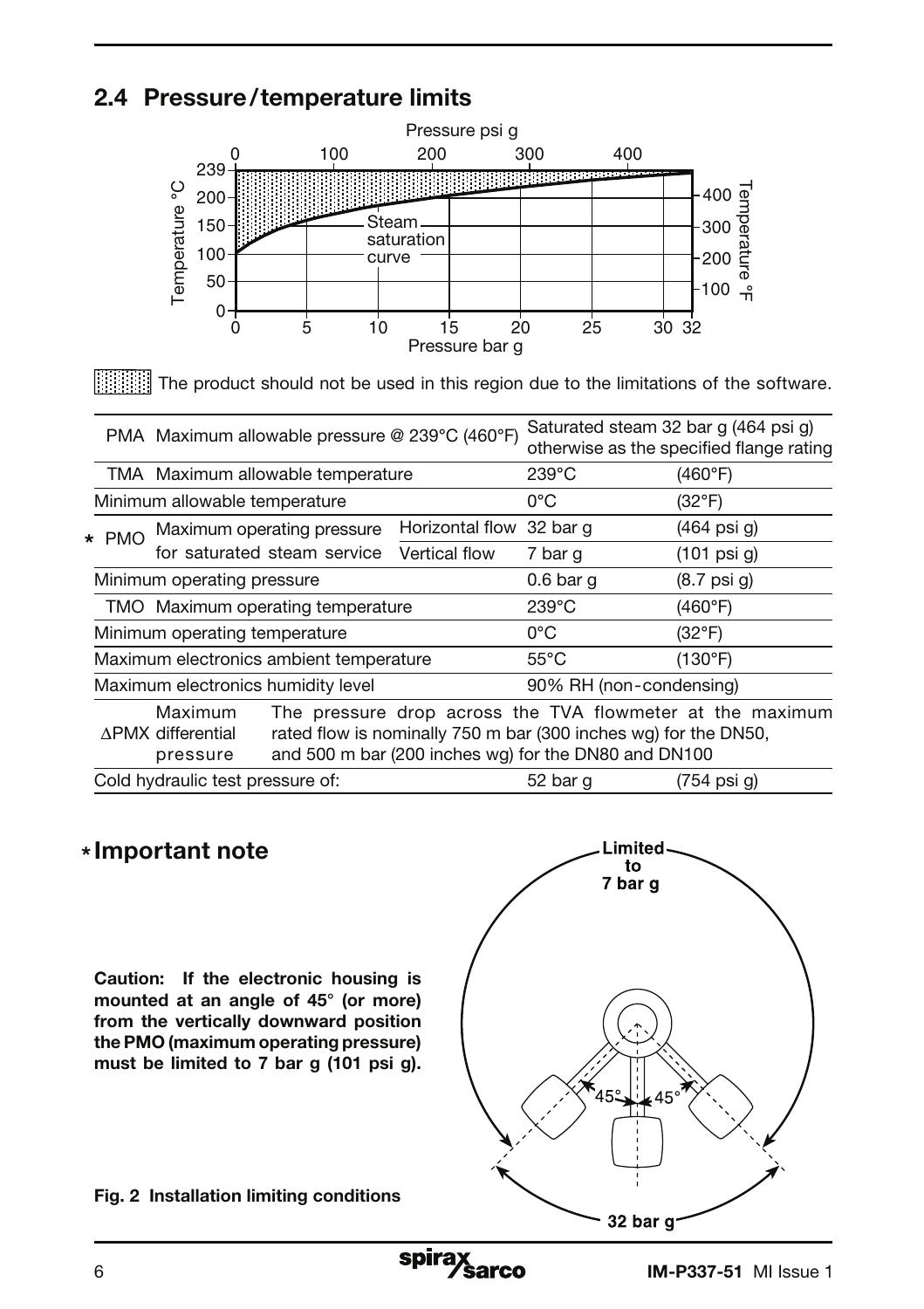## 2.4 Pressure / temperature limits

The product should not be used in this region due to the limitations of the software.

| | | | | |
|---|---|---|---|---|
| PMA | Maximum allowable pressure @ 239°C (460°F) | | Saturated steam 32 bar g (464 psi g) otherwise as the specified flange rating | |
| TMA | Maximum allowable temperature | | 239°C | (460°F) |
| Minimum allowable temperature | | | 0°C | (32°F) |
| * PMO | Maximum operating pressure for saturated steam service | Horizontal flow | 32 bar g | (464 psi g) |
| | | Vertical flow | 7 bar g | (101 psi g) |
| Minimum operating pressure | | | 0.6 bar g | (8.7 psi g) |
| TMO | Maximum operating temperature | | 239°C | (460°F) |
| Minimum operating temperature | | | 0°C | (32°F) |
| Maximum electronics ambient temperature | | | 55°C | (130°F) |
| Maximum electronics humidity level | | | 90% RH (non-condensing) | |
| ΔPMX | Maximum differential pressure | The pressure drop across the TVA flowmeter at the maximum rated flow is nominally 750 m bar (300 inches wg) for the DN50, and 500 m bar (200 inches wg) for the DN80 and DN100 | | |
| Cold hydraulic test pressure of: | | | 52 bar g | (754 psi g) |

## * Important note

**Caution: If the electronic housing is mounted at an angle of 45° (or more) from the vertically downward position the PMO (maximum operating pressure) must be limited to 7 bar g (101 psi g).**

**Fig. 2 Installation limiting conditions**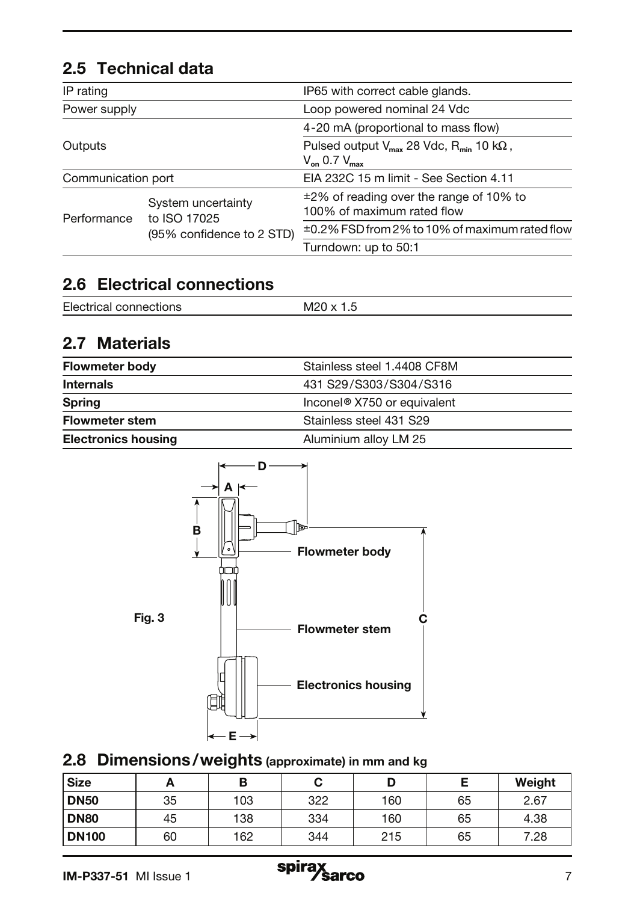## 2.5 Technical data

| | | |
|---|---|---|
| IP rating | | IP65 with correct cable glands. |
| Power supply | | Loop powered nominal 24 Vdc |
| Outputs | | 4-20 mA (proportional to mass flow) |
| | | Pulsed output $V_{max}$ 28 Vdc, $R_{min}$ 10 kΩ, $V_{on}$ 0.7 $V_{max}$ |
| Communication port | | EIA 232C 15 m limit - See Section 4.11 |
| Performance | System uncertainty to ISO 17025 (95% confidence to 2 STD) | ±2% of reading over the range of 10% to 100% of maximum rated flow |
| | | ±0.2% FSD from 2% to 10% of maximum rated flow |
| | | Turndown: up to 50:1 |

## 2.6 Electrical connections

| | |
|---|---|
| Electrical connections | M20 x 1.5 |

## 2.7 Materials

| | |
|---|---|
| **Flowmeter body** | Stainless steel 1.4408 CF8M |
| **Internals** | 431 S29/S303/S304/S316 |
| **Spring** | Inconel® X750 or equivalent |
| **Flowmeter stem** | Stainless steel 431 S29 |
| **Electronics housing** | Aluminium alloy LM 25 |

Fig. 3

## 2.8 Dimensions/weights (approximate) in mm and kg

| Size | A | B | C | D | E | Weight |
|---|---|---|---|---|---|---|
| **DN50** | 35 | 103 | 322 | 160 | 65 | 2.67 |
| **DN80** | 45 | 138 | 334 | 160 | 65 | 4.38 |
| **DN100** | 60 | 162 | 344 | 215 | 65 | 7.28 |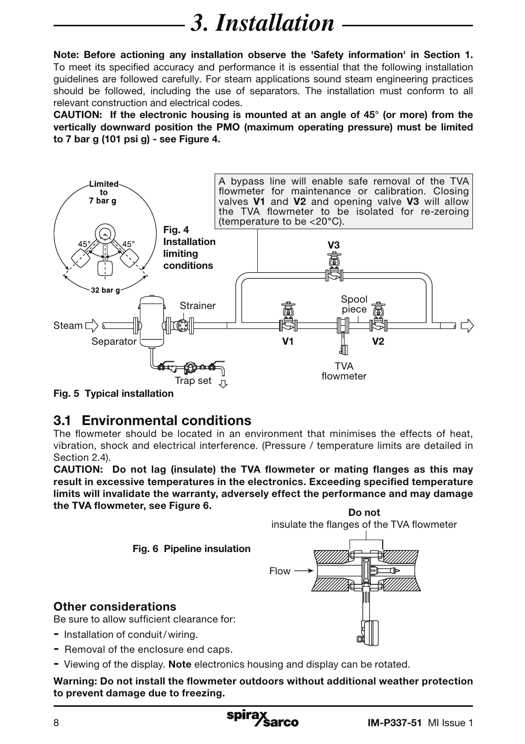# 3. Installation

**Note: Before actioning any installation observe the 'Safety information' in Section 1.** To meet its specified accuracy and performance it is essential that the following installation guidelines are followed carefully. For steam applications sound steam engineering practices should be followed, including the use of separators. The installation must conform to all relevant construction and electrical codes.

**CAUTION: If the electronic housing is mounted at an angle of 45° (or more) from the vertically downward position the PMO (maximum operating pressure) must be limited to 7 bar g (101 psi g) - see Figure 4.**

Limited to 7 bar g

45° 45°

32 bar g

**Fig. 4 Installation limiting conditions**

A bypass line will enable safe removal of the TVA flowmeter for maintenance or calibration. Closing valves **V1** and **V2** and opening valve **V3** will allow the TVA flowmeter to be isolated for re-zeroing (temperature to be <20°C).

Steam, Separator, Strainer, Trap set, V1, V2, V3, Spool piece, TVA flowmeter

**Fig. 5 Typical installation**

## 3.1 Environmental conditions

The flowmeter should be located in an environment that minimises the effects of heat, vibration, shock and electrical interference. (Pressure / temperature limits are detailed in Section 2.4).

**CAUTION: Do not lag (insulate) the TVA flowmeter or mating flanges as this may result in excessive temperatures in the electronics. Exceeding specified temperature limits will invalidate the warranty, adversely effect the performance and may damage the TVA flowmeter, see Figure 6.**

**Do not** insulate the flanges of the TVA flowmeter

Flow

**Fig. 6 Pipeline insulation**

### Other considerations

Be sure to allow sufficient clearance for:

- Installation of conduit/wiring.
- Removal of the enclosure end caps.
- Viewing of the display. **Note** electronics housing and display can be rotated.

**Warning: Do not install the flowmeter outdoors without additional weather protection to prevent damage due to freezing.**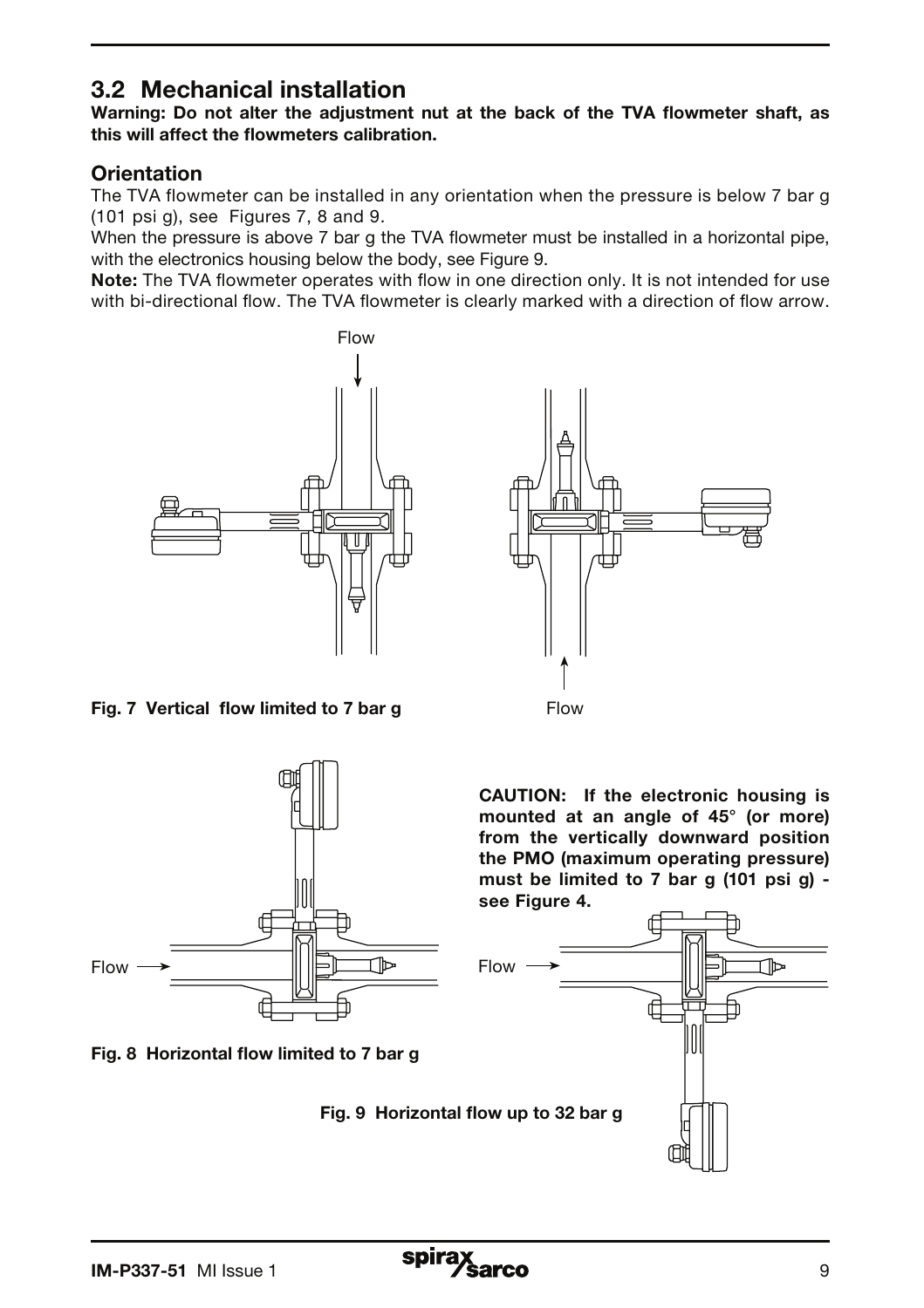## 3.2 Mechanical installation

**Warning: Do not alter the adjustment nut at the back of the TVA flowmeter shaft, as this will affect the flowmeters calibration.**

### Orientation

The TVA flowmeter can be installed in any orientation when the pressure is below 7 bar g (101 psi g), see Figures 7, 8 and 9.

When the pressure is above 7 bar g the TVA flowmeter must be installed in a horizontal pipe, with the electronics housing below the body, see Figure 9.

**Note:** The TVA flowmeter operates with flow in one direction only. It is not intended for use with bi-directional flow. The TVA flowmeter is clearly marked with a direction of flow arrow.

Flow

Flow

**Fig. 7 Vertical flow limited to 7 bar g**

Flow

**Fig. 8 Horizontal flow limited to 7 bar g**

**CAUTION: If the electronic housing is mounted at an angle of 45° (or more) from the vertically downward position the PMO (maximum operating pressure) must be limited to 7 bar g (101 psi g) - see Figure 4.**

Flow

**Fig. 9 Horizontal flow up to 32 bar g**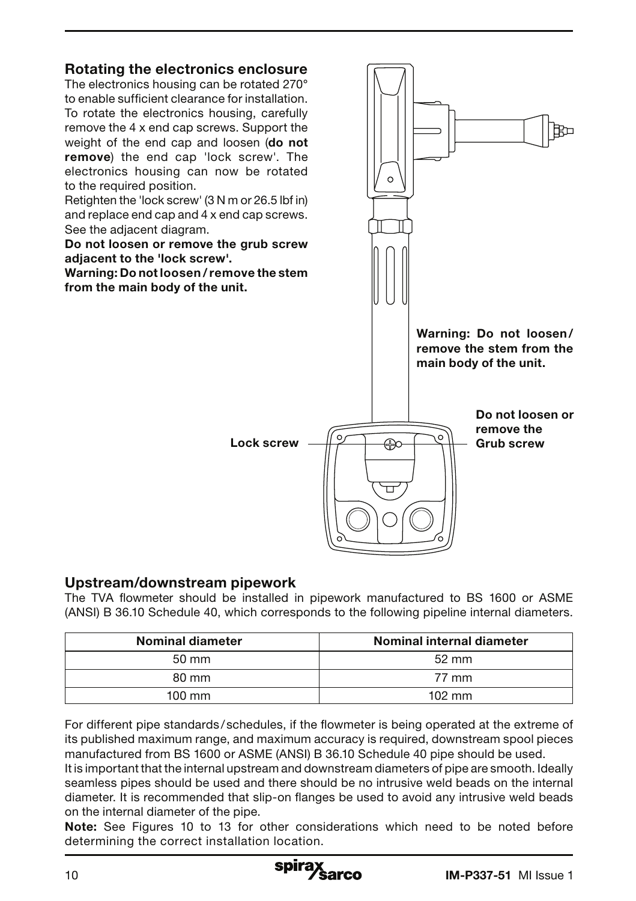## Rotating the electronics enclosure

The electronics housing can be rotated 270° to enable sufficient clearance for installation. To rotate the electronics housing, carefully remove the 4 x end cap screws. Support the weight of the end cap and loosen (**do not remove**) the end cap 'lock screw'. The electronics housing can now be rotated to the required position.

Retighten the 'lock screw' (3 N m or 26.5 lbf in) and replace end cap and 4 x end cap screws. See the adjacent diagram.

**Do not loosen or remove the grub screw adjacent to the 'lock screw'.**

**Warning: Do not loosen / remove the stem from the main body of the unit.**

**Warning: Do not loosen/ remove the stem from the main body of the unit.**

**Lock screw**

**Do not loosen or remove the Grub screw**

## Upstream/downstream pipework

The TVA flowmeter should be installed in pipework manufactured to BS 1600 or ASME (ANSI) B 36.10 Schedule 40, which corresponds to the following pipeline internal diameters.

| Nominal diameter | Nominal internal diameter |
|---|---|
| 50 mm | 52 mm |
| 80 mm | 77 mm |
| 100 mm | 102 mm |

For different pipe standards / schedules, if the flowmeter is being operated at the extreme of its published maximum range, and maximum accuracy is required, downstream spool pieces manufactured from BS 1600 or ASME (ANSI) B 36.10 Schedule 40 pipe should be used.

It is important that the internal upstream and downstream diameters of pipe are smooth. Ideally seamless pipes should be used and there should be no intrusive weld beads on the internal diameter. It is recommended that slip-on flanges be used to avoid any intrusive weld beads on the internal diameter of the pipe.

**Note:** See Figures 10 to 13 for other considerations which need to be noted before determining the correct installation location.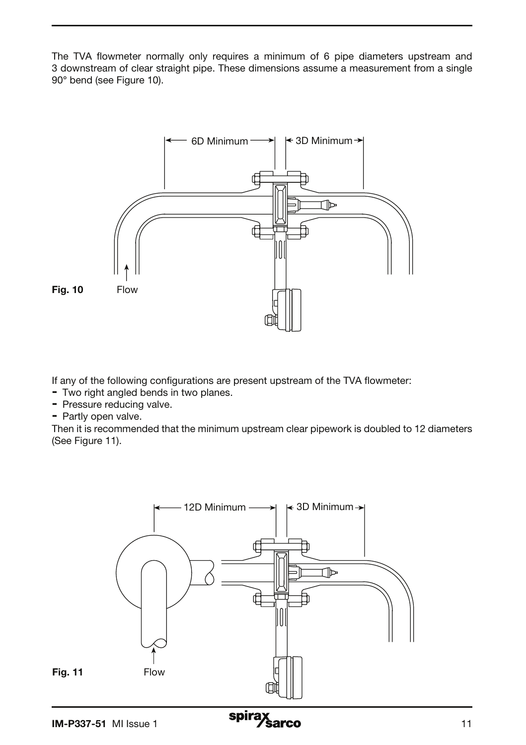The TVA flowmeter normally only requires a minimum of 6 pipe diameters upstream and 3 downstream of clear straight pipe. These dimensions assume a measurement from a single 90° bend (see Figure 10).

**Fig. 10**

If any of the following configurations are present upstream of the TVA flowmeter:
- Two right angled bends in two planes.
- Pressure reducing valve.
- Partly open valve.

Then it is recommended that the minimum upstream clear pipework is doubled to 12 diameters (See Figure 11).

**Fig. 11**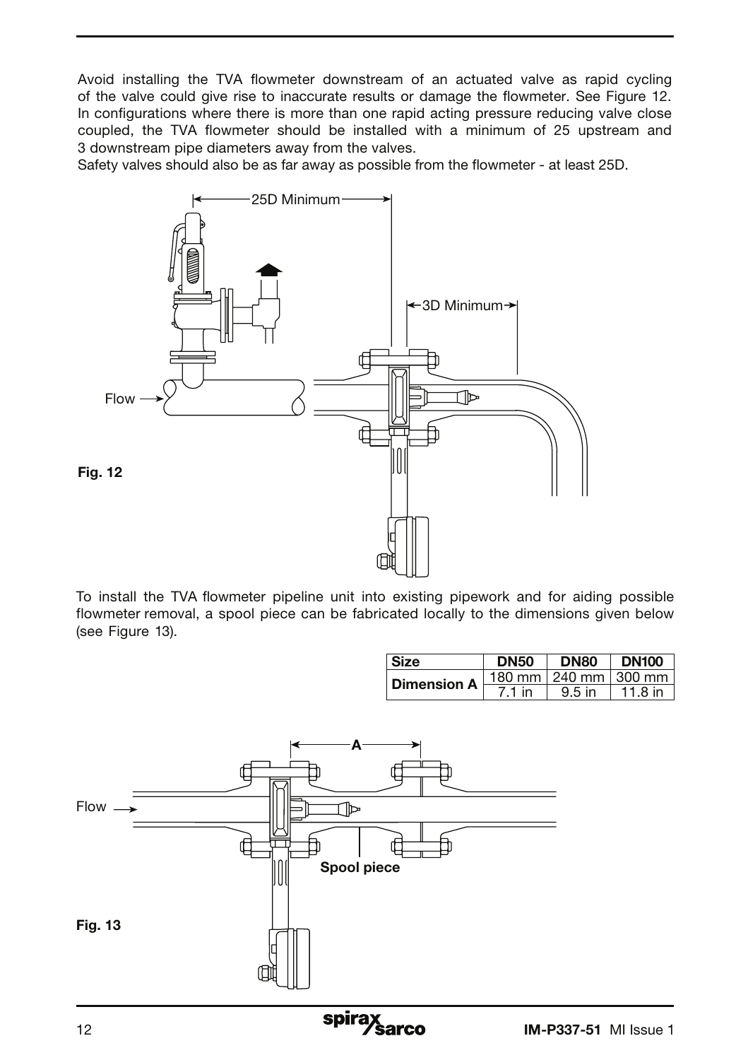Avoid installing the TVA flowmeter downstream of an actuated valve as rapid cycling of the valve could give rise to inaccurate results or damage the flowmeter. See Figure 12. In configurations where there is more than one rapid acting pressure reducing valve close coupled, the TVA flowmeter should be installed with a minimum of 25 upstream and 3 downstream pipe diameters away from the valves.

Safety valves should also be as far away as possible from the flowmeter - at least 25D.

25D Minimum

3D Minimum

Flow

**Fig. 12**

To install the TVA flowmeter pipeline unit into existing pipework and for aiding possible flowmeter removal, a spool piece can be fabricated locally to the dimensions given below (see Figure 13).

| Size | DN50 | DN80 | DN100 |
|---|---|---|---|
| Dimension A | 180 mm | 240 mm | 300 mm |
| | 7.1 in | 9.5 in | 11.8 in |

A

Flow

**Spool piece**

**Fig. 13**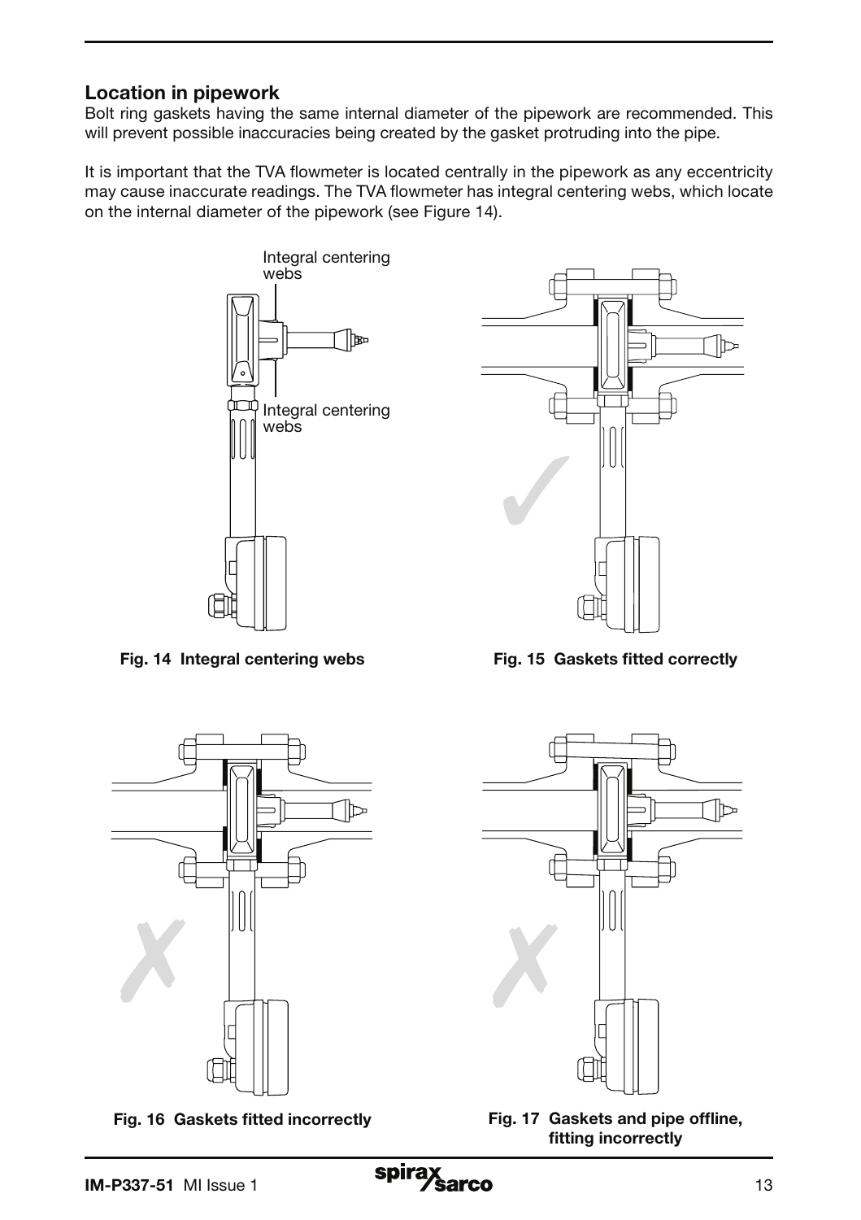## Location in pipework

Bolt ring gaskets having the same internal diameter of the pipework are recommended. This will prevent possible inaccuracies being created by the gasket protruding into the pipe.

It is important that the TVA flowmeter is located centrally in the pipework as any eccentricity may cause inaccurate readings. The TVA flowmeter has integral centering webs, which locate on the internal diameter of the pipework (see Figure 14).

Integral centering webs

Integral centering webs

**Fig. 14 Integral centering webs**

**Fig. 15 Gaskets fitted correctly**

**Fig. 16 Gaskets fitted incorrectly**

**Fig. 17 Gaskets and pipe offline, fitting incorrectly**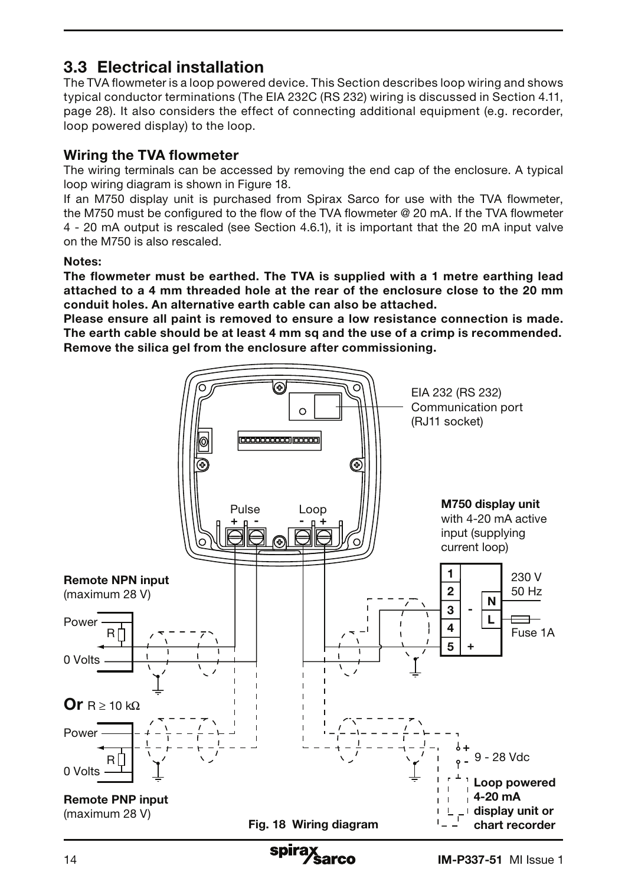## 3.3 Electrical installation

The TVA flowmeter is a loop powered device. This Section describes loop wiring and shows typical conductor terminations (The EIA 232C (RS 232) wiring is discussed in Section 4.11, page 28). It also considers the effect of connecting additional equipment (e.g. recorder, loop powered display) to the loop.

### Wiring the TVA flowmeter

The wiring terminals can be accessed by removing the end cap of the enclosure. A typical loop wiring diagram is shown in Figure 18.

If an M750 display unit is purchased from Spirax Sarco for use with the TVA flowmeter, the M750 must be configured to the flow of the TVA flowmeter @ 20 mA. If the TVA flowmeter 4 - 20 mA output is rescaled (see Section 4.6.1), it is important that the 20 mA input valve on the M750 is also rescaled.

**Notes:**

**The flowmeter must be earthed. The TVA is supplied with a 1 metre earthing lead attached to a 4 mm threaded hole at the rear of the enclosure close to the 20 mm conduit holes. An alternative earth cable can also be attached.**

**Please ensure all paint is removed to ensure a low resistance connection is made. The earth cable should be at least 4 mm sq and the use of a crimp is recommended. Remove the silica gel from the enclosure after commissioning.**

EIA 232 (RS 232) Communication port (RJ11 socket)

Pulse + -

Loop - +

**M750 display unit** with 4-20 mA active input (supplying current loop)

1, 2, 3, 4, 5 (3 -, 5 +), N, L, 230 V 50 Hz, Fuse 1A

**Remote NPN input** (maximum 28 V)

Power, R, 0 Volts

**Or** R ≥ 10 kΩ

Power, R, 0 Volts

**Remote PNP input** (maximum 28 V)

+ - 9 - 28 Vdc

**Loop powered 4-20 mA display unit or chart recorder**

**Fig. 18 Wiring diagram**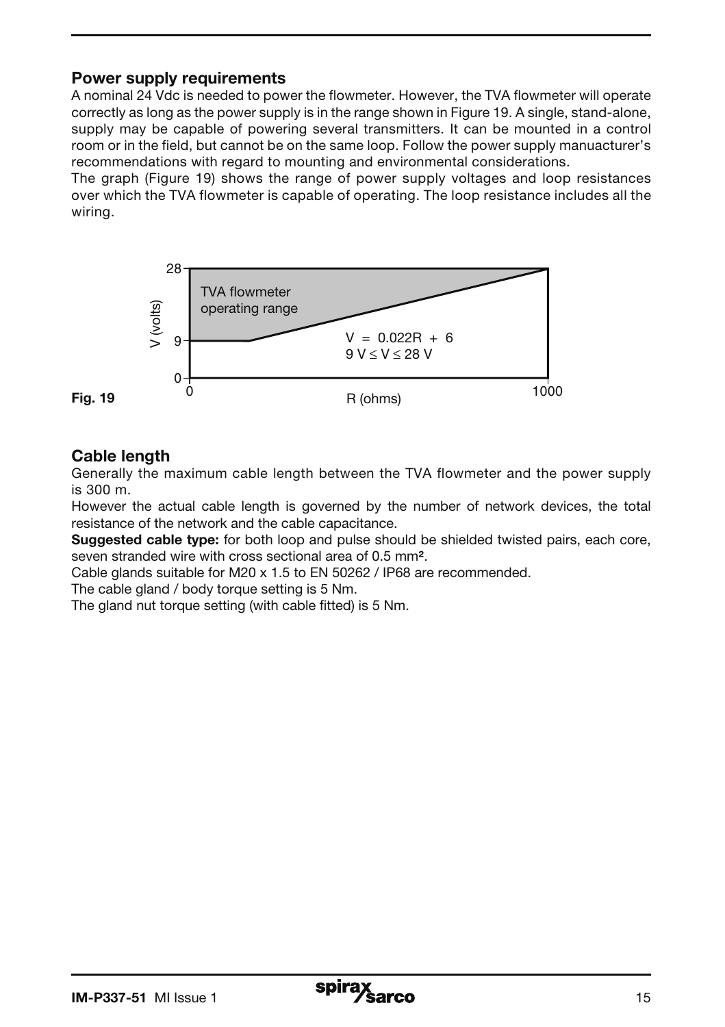## Power supply requirements

A nominal 24 Vdc is needed to power the flowmeter. However, the TVA flowmeter will operate correctly as long as the power supply is in the range shown in Figure 19. A single, stand-alone, supply may be capable of powering several transmitters. It can be mounted in a control room or in the field, but cannot be on the same loop. Follow the power supply manuacturer's recommendations with regard to mounting and environmental considerations.

The graph (Figure 19) shows the range of power supply voltages and loop resistances over which the TVA flowmeter is capable of operating. The loop resistance includes all the wiring.

TVA flowmeter operating range

$V = 0.022R + 6$

$9\,V \leq V \leq 28\,V$

V (volts): 0, 9, 28

R (ohms): 0, 1000

**Fig. 19**

## Cable length

Generally the maximum cable length between the TVA flowmeter and the power supply is 300 m.

However the actual cable length is governed by the number of network devices, the total resistance of the network and the cable capacitance.

**Suggested cable type:** for both loop and pulse should be shielded twisted pairs, each core, seven stranded wire with cross sectional area of 0.5 mm².

Cable glands suitable for M20 x 1.5 to EN 50262 / IP68 are recommended.

The cable gland / body torque setting is 5 Nm.

The gland nut torque setting (with cable fitted) is 5 Nm.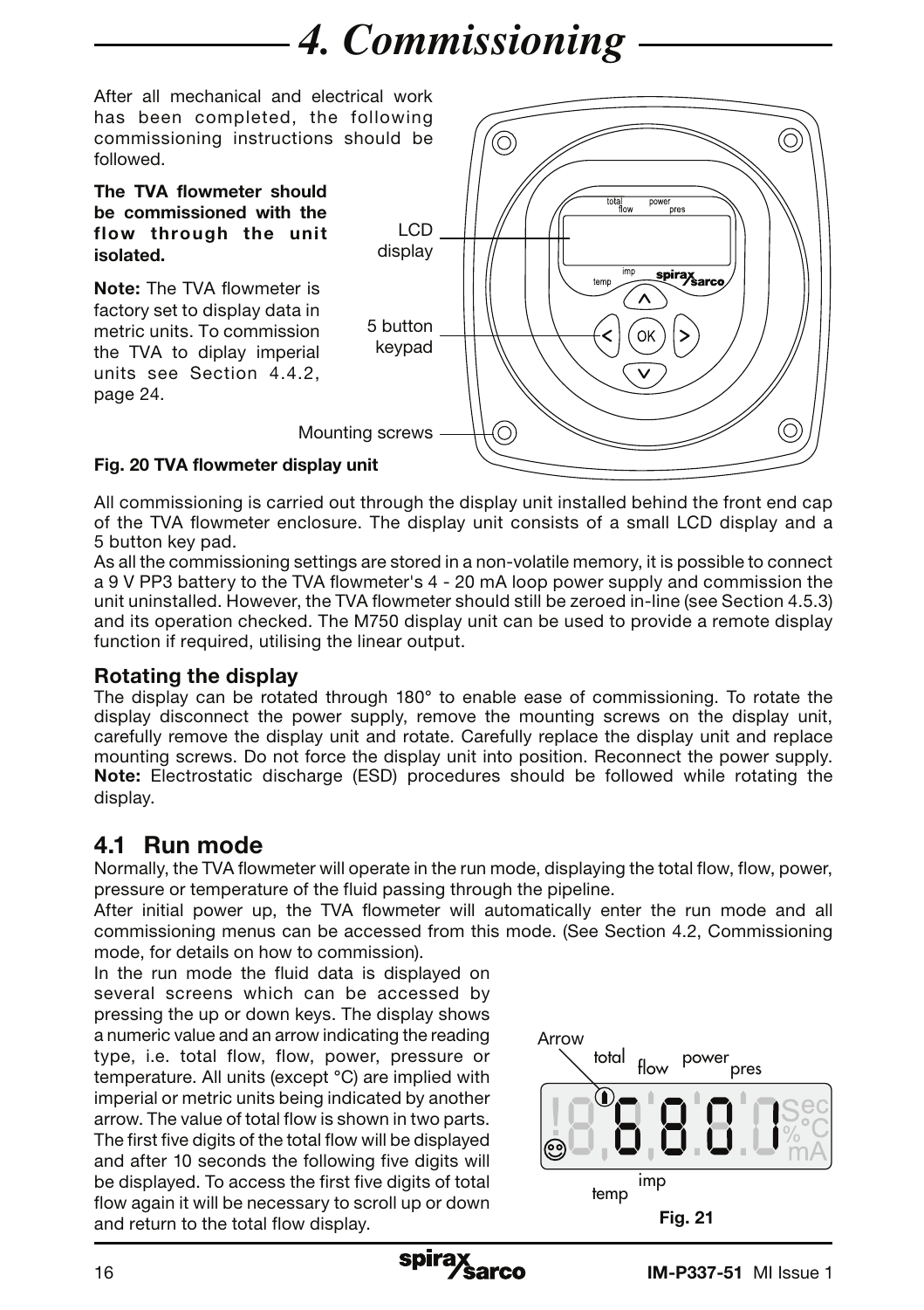# 4. Commissioning

After all mechanical and electrical work has been completed, the following commissioning instructions should be followed.

**The TVA flowmeter should be commissioned with the flow through the unit isolated.**

**Note:** The TVA flowmeter is factory set to display data in metric units. To commission the TVA to diplay imperial units see Section 4.4.2, page 24.

LCD display

5 button keypad

Mounting screws

**Fig. 20 TVA flowmeter display unit**

All commissioning is carried out through the display unit installed behind the front end cap of the TVA flowmeter enclosure. The display unit consists of a small LCD display and a 5 button key pad.

As all the commissioning settings are stored in a non-volatile memory, it is possible to connect a 9 V PP3 battery to the TVA flowmeter's 4 - 20 mA loop power supply and commission the unit uninstalled. However, the TVA flowmeter should still be zeroed in-line (see Section 4.5.3) and its operation checked. The M750 display unit can be used to provide a remote display function if required, utilising the linear output.

### Rotating the display

The display can be rotated through 180° to enable ease of commissioning. To rotate the display disconnect the power supply, remove the mounting screws on the display unit, carefully remove the display unit and rotate. Carefully replace the display unit and replace mounting screws. Do not force the display unit into position. Reconnect the power supply. **Note:** Electrostatic discharge (ESD) procedures should be followed while rotating the display.

## 4.1 Run mode

Normally, the TVA flowmeter will operate in the run mode, displaying the total flow, flow, power, pressure or temperature of the fluid passing through the pipeline.

After initial power up, the TVA flowmeter will automatically enter the run mode and all commissioning menus can be accessed from this mode. (See Section 4.2, Commissioning mode, for details on how to commission).

In the run mode the fluid data is displayed on several screens which can be accessed by pressing the up or down keys. The display shows a numeric value and an arrow indicating the reading type, i.e. total flow, flow, power, pressure or temperature. All units (except °C) are implied with imperial or metric units being indicated by another arrow. The value of total flow is shown in two parts. The first five digits of the total flow will be displayed and after 10 seconds the following five digits will be displayed. To access the first five digits of total flow again it will be necessary to scroll up or down and return to the total flow display.

**Fig. 21**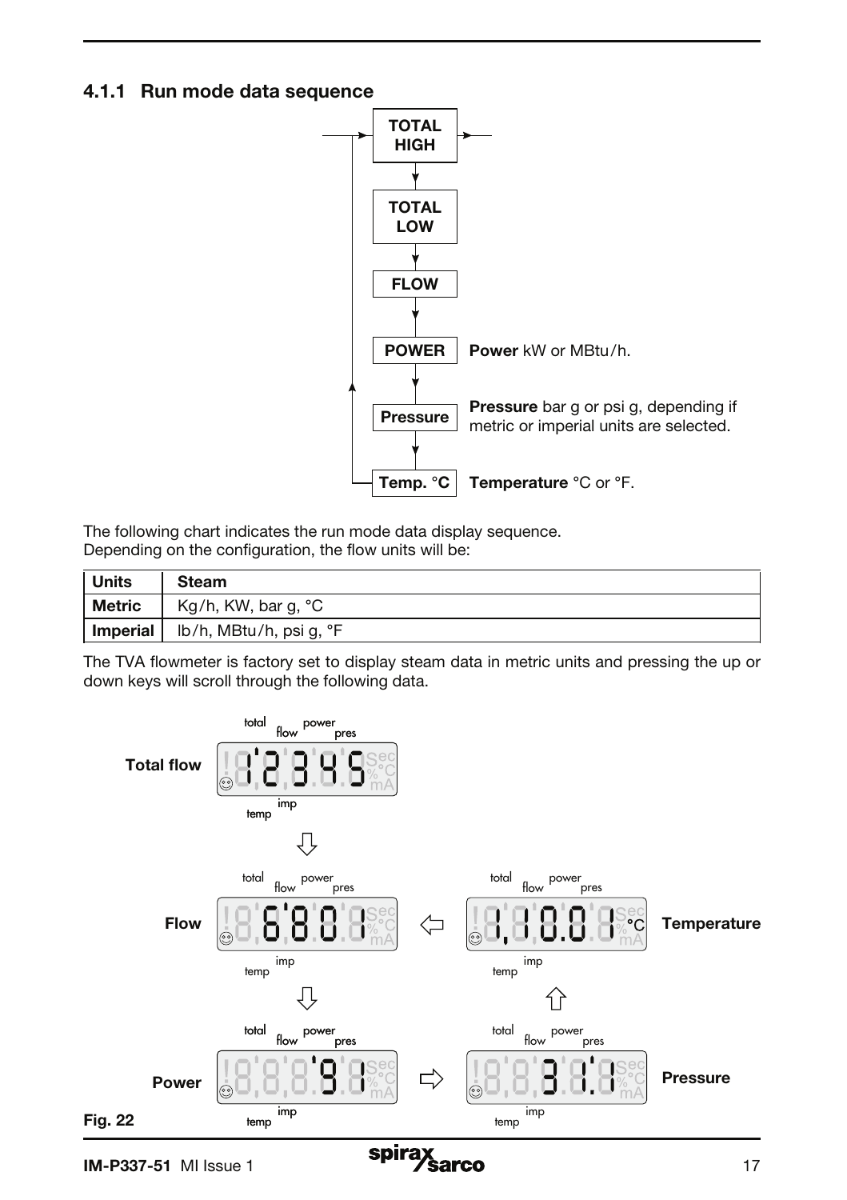### 4.1.1 Run mode data sequence

TOTAL HIGH → TOTAL LOW → FLOW → POWER → Pressure → Temp. °C → (back to TOTAL HIGH)

**Power** kW or MBtu/h.

**Pressure** bar g or psi g, depending if metric or imperial units are selected.

**Temperature** °C or °F.

The following chart indicates the run mode data display sequence.
Depending on the configuration, the flow units will be:

| Units | Steam |
|---|---|
| **Metric** | Kg/h, KW, bar g, °C |
| **Imperial** | lb/h, MBtu/h, psi g, °F |

The TVA flowmeter is factory set to display steam data in metric units and pressing the up or down keys will scroll through the following data.

**Total flow** 12345 → **Flow** 6801 → **Power** 91 → **Pressure** 3.1 → **Temperature** 1,100.0 °C → **Flow**

**Fig. 22**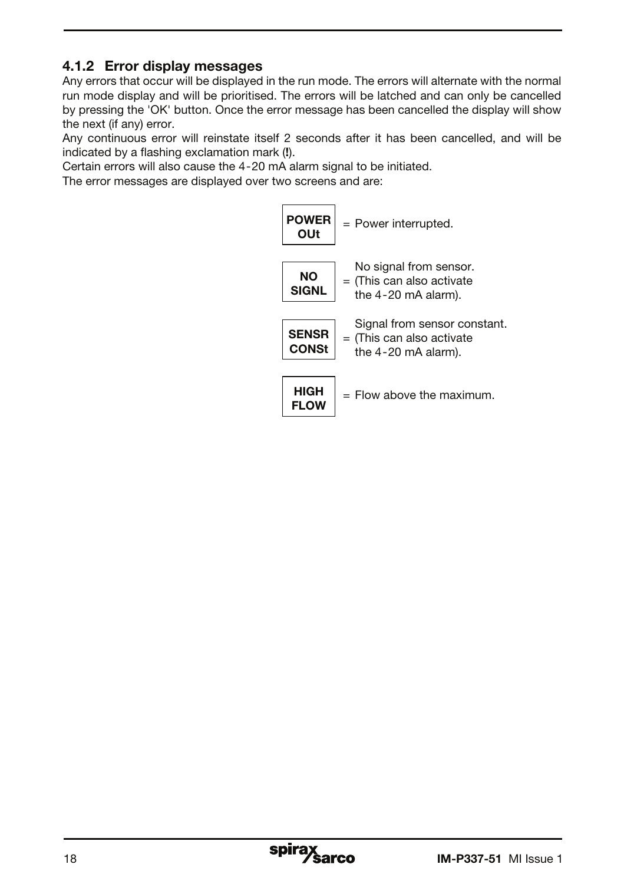### 4.1.2 Error display messages

Any errors that occur will be displayed in the run mode. The errors will alternate with the normal run mode display and will be prioritised. The errors will be latched and can only be cancelled by pressing the 'OK' button. Once the error message has been cancelled the display will show the next (if any) error.

Any continuous error will reinstate itself 2 seconds after it has been cancelled, and will be indicated by a flashing exclamation mark (**!**).

Certain errors will also cause the 4-20 mA alarm signal to be initiated.

The error messages are displayed over two screens and are:

| Display | Meaning |
|---|---|
| **POWER OUt** | = Power interrupted. |
| **NO SIGNL** | = No signal from sensor. (This can also activate the 4-20 mA alarm). |
| **SENSR CONSt** | = Signal from sensor constant. (This can also activate the 4-20 mA alarm). |
| **HIGH FLOW** | = Flow above the maximum. |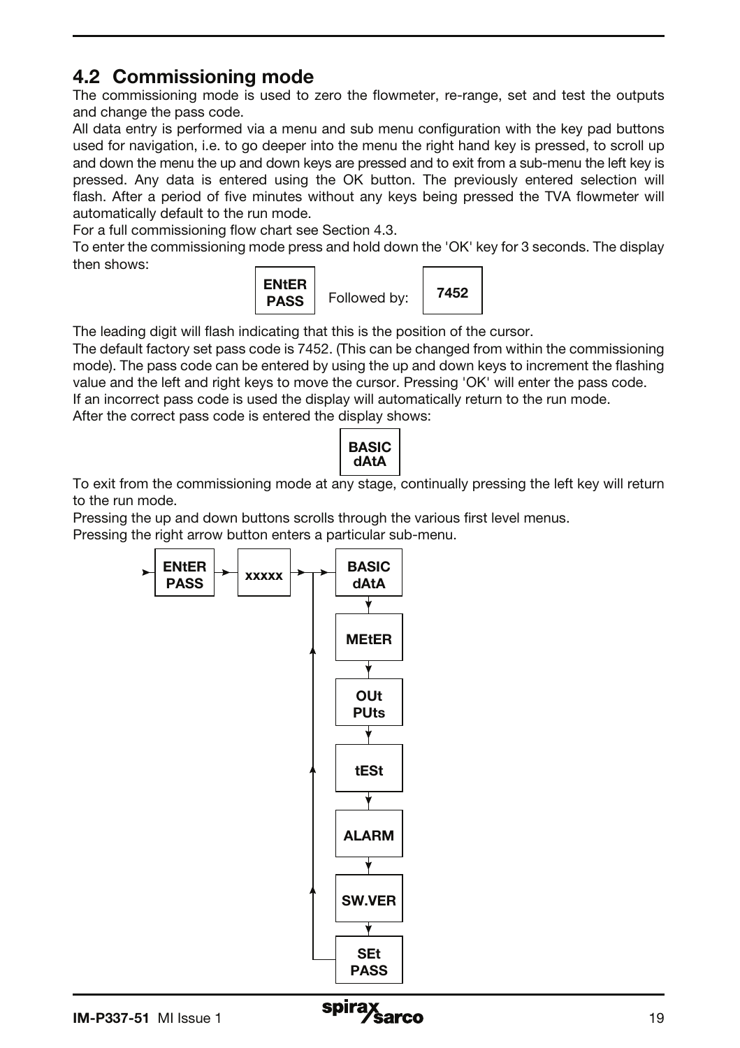## 4.2 Commissioning mode

The commissioning mode is used to zero the flowmeter, re-range, set and test the outputs and change the pass code.

All data entry is performed via a menu and sub menu configuration with the key pad buttons used for navigation, i.e. to go deeper into the menu the right hand key is pressed, to scroll up and down the menu the up and down keys are pressed and to exit from a sub-menu the left key is pressed. Any data is entered using the OK button. The previously entered selection will flash. After a period of five minutes without any keys being pressed the TVA flowmeter will automatically default to the run mode.

For a full commissioning flow chart see Section 4.3.

To enter the commissioning mode press and hold down the 'OK' key for 3 seconds. The display then shows:

**ENtER PASS** Followed by: **7452**

The leading digit will flash indicating that this is the position of the cursor.

The default factory set pass code is 7452. (This can be changed from within the commissioning mode). The pass code can be entered by using the up and down keys to increment the flashing value and the left and right keys to move the cursor. Pressing 'OK' will enter the pass code.

If an incorrect pass code is used the display will automatically return to the run mode.

After the correct pass code is entered the display shows:

**BASIC dAtA**

To exit from the commissioning mode at any stage, continually pressing the left key will return to the run mode.

Pressing the up and down buttons scrolls through the various first level menus.

Pressing the right arrow button enters a particular sub-menu.

**ENtER PASS** → **xxxxx** → **BASIC dAtA** → **MEtER** → **OUt PUts** → **tESt** → **ALARM** → **SW.VER** → **SEt PASS** → (returns to **BASIC dAtA**)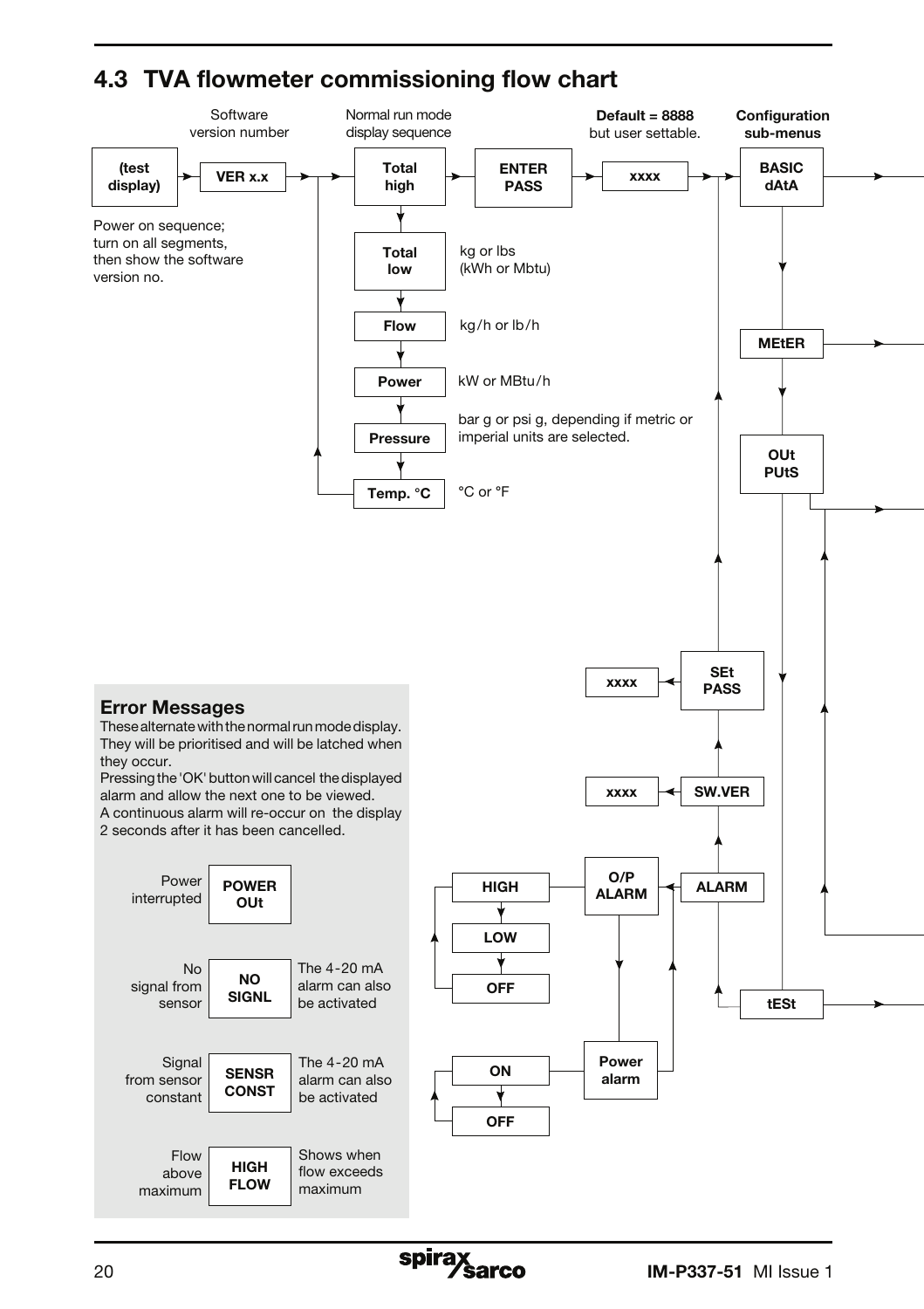## 4.3 TVA flowmeter commissioning flow chart

Software version number

Normal run mode display sequence

**Default = 8888** but user settable.

**Configuration sub-menus**

**(test display)** → **VER x.x** → **Total high** → **ENTER PASS** → **xxxx** → **BASIC dAtA**

Power on sequence; turn on all segments, then show the software version no.

**Total high** → **Total low** (kg or lbs (kWh or Mbtu)) → **Flow** (kg/h or lb/h) → **Power** (kW or MBtu/h) → **Pressure** (bar g or psi g, depending if metric or imperial units are selected.) → **Temp. °C** (°C or °F)

**BASIC dAtA** → **MEtER** → **OUt PUtS** → **tESt**

**tESt** → **ALARM** → **SW.VER** → **SEt PASS** → **BASIC dAtA**

**SEt PASS** → **xxxx**

**SW.VER** → **xxxx**

**ALARM** → **O/P ALARM** → **HIGH** → **LOW** → **OFF**

**O/P ALARM** → **Power alarm** → **ON** → **OFF**

### Error Messages

These alternate with the normal run mode display. They will be prioritised and will be latched when they occur.
Pressing the 'OK' button will cancel the displayed alarm and allow the next one to be viewed.
A continuous alarm will re-occur on the display 2 seconds after it has been cancelled.

| | | |
|---|---|---|
| Power interrupted | **POWER OUt** | |
| No signal from sensor | **NO SIGNL** | The 4-20 mA alarm can also be activated |
| Signal from sensor constant | **SENSR CONST** | The 4-20 mA alarm can also be activated |
| Flow above maximum | **HIGH FLOW** | Shows when flow exceeds maximum |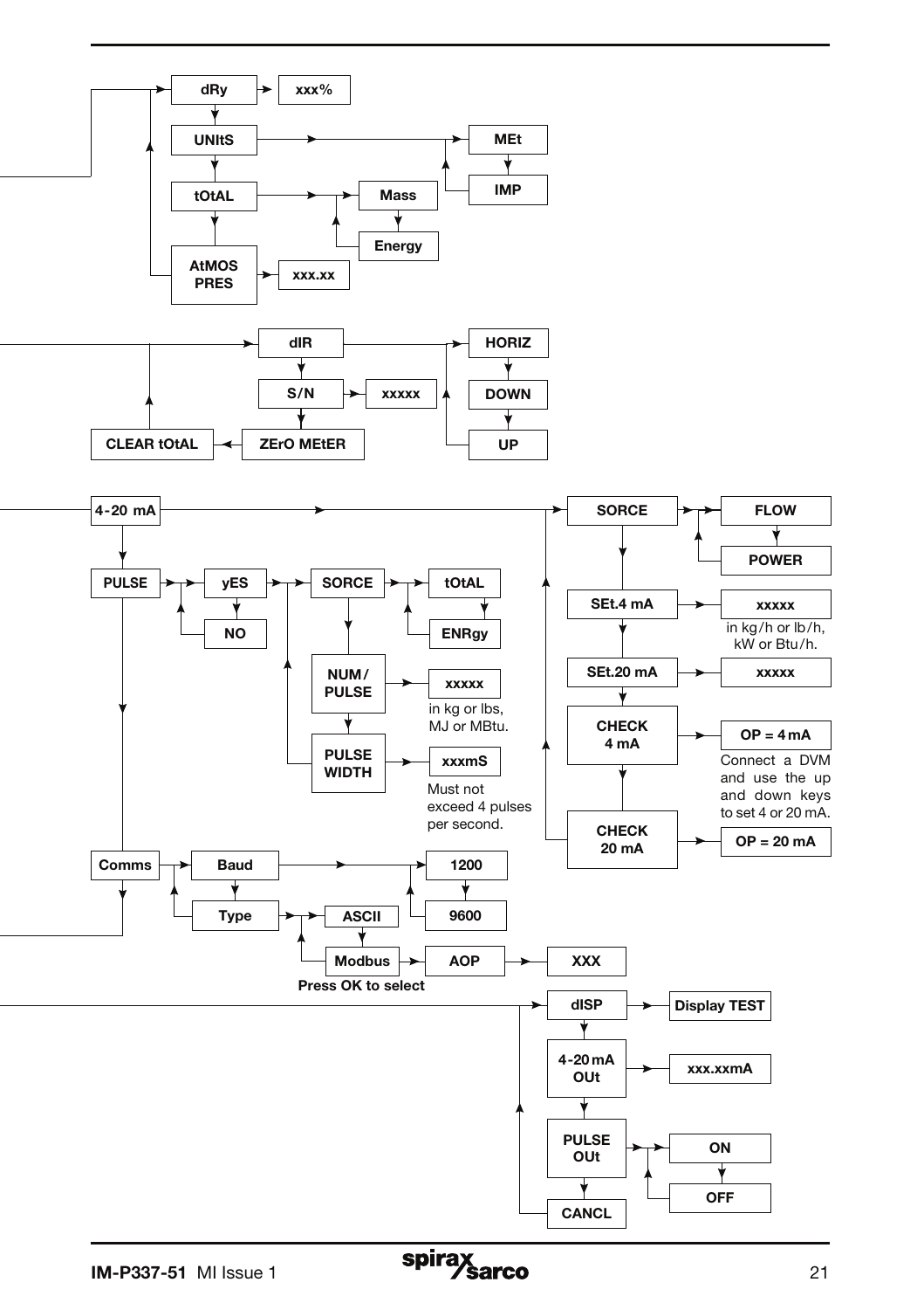dRy → xxx%

UNItS → MEt / IMP

tOtAL → Mass / Energy

AtMOS PRES → xxx.xx

dIR → HORIZ / DOWN / UP

S/N → xxxxx

ZErO MEtER

CLEAR tOtAL

4-20 mA → SORCE → FLOW / POWER

SEt.4 mA → xxxxx
in kg/h or lb/h, kW or Btu/h.

SEt.20 mA → xxxxx

CHECK 4 mA → OP = 4 mA
Connect a DVM and use the up and down keys to set 4 or 20 mA.

CHECK 20 mA → OP = 20 mA

PULSE → yES / NO

SORCE → tOtAL / ENRgy

NUM/PULSE → xxxxx
in kg or lbs, MJ or MBtu.

PULSE WIDTH → xxxmS
Must not exceed 4 pulses per second.

Comms

Baud → 1200 / 9600

Type → ASCII / Modbus

Modbus → AOP → XXX

Press OK to select

dISP → Display TEST

4-20 mA OUt → xxx.xxmA

PULSE OUt → ON / OFF

CANCL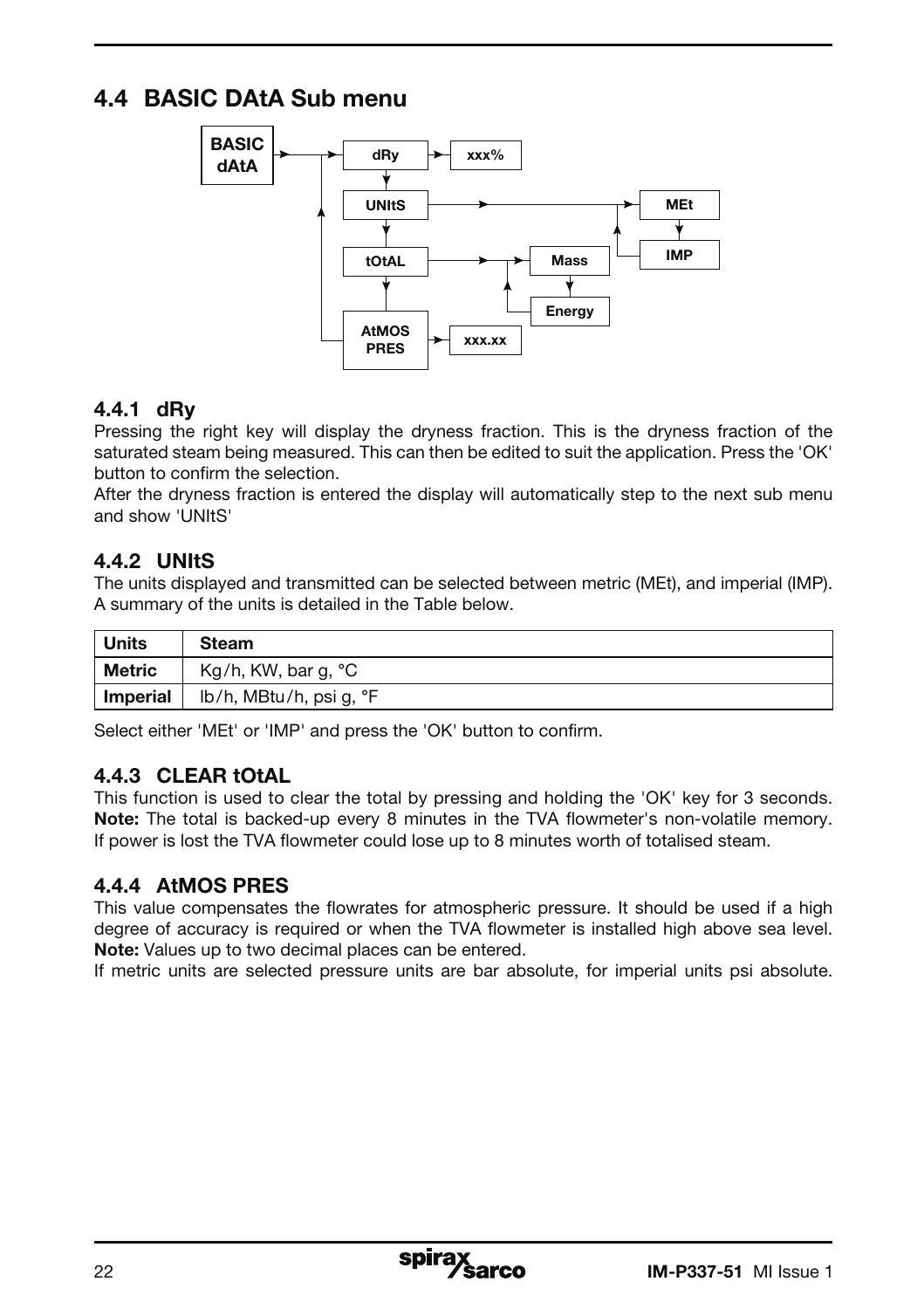## 4.4 BASIC DAtA Sub menu

BASIC dAtA → dRy → xxx%

UNItS → MEt / IMP

tOtAL → Mass / Energy

AtMOS PRES → xxx.xx

### 4.4.1 dRy

Pressing the right key will display the dryness fraction. This is the dryness fraction of the saturated steam being measured. This can then be edited to suit the application. Press the 'OK' button to confirm the selection.

After the dryness fraction is entered the display will automatically step to the next sub menu and show 'UNItS'

### 4.4.2 UNItS

The units displayed and transmitted can be selected between metric (MEt), and imperial (IMP). A summary of the units is detailed in the Table below.

| Units | Steam |
|---|---|
| **Metric** | Kg/h, KW, bar g, °C |
| **Imperial** | lb/h, MBtu/h, psi g, °F |

Select either 'MEt' or 'IMP' and press the 'OK' button to confirm.

### 4.4.3 CLEAR tOtAL

This function is used to clear the total by pressing and holding the 'OK' key for 3 seconds. **Note:** The total is backed-up every 8 minutes in the TVA flowmeter's non-volatile memory. If power is lost the TVA flowmeter could lose up to 8 minutes worth of totalised steam.

### 4.4.4 AtMOS PRES

This value compensates the flowrates for atmospheric pressure. It should be used if a high degree of accuracy is required or when the TVA flowmeter is installed high above sea level. **Note:** Values up to two decimal places can be entered.

If metric units are selected pressure units are bar absolute, for imperial units psi absolute.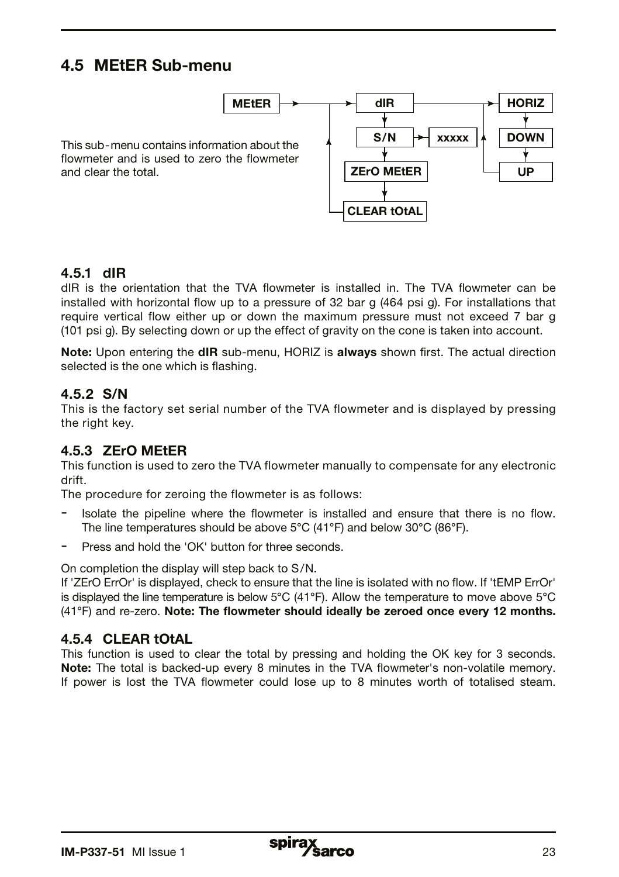## 4.5 MEtER Sub-menu

This sub-menu contains information about the flowmeter and is used to zero the flowmeter and clear the total.

MEtER → dIR → S/N → xxxxx
ZErO MEtER
CLEAR tOtAL
HORIZ → DOWN → UP

### 4.5.1 dIR

dIR is the orientation that the TVA flowmeter is installed in. The TVA flowmeter can be installed with horizontal flow up to a pressure of 32 bar g (464 psi g). For installations that require vertical flow either up or down the maximum pressure must not exceed 7 bar g (101 psi g). By selecting down or up the effect of gravity on the cone is taken into account.

**Note:** Upon entering the **dIR** sub-menu, HORIZ is **always** shown first. The actual direction selected is the one which is flashing.

### 4.5.2 S/N

This is the factory set serial number of the TVA flowmeter and is displayed by pressing the right key.

### 4.5.3 ZErO MEtER

This function is used to zero the TVA flowmeter manually to compensate for any electronic drift.

The procedure for zeroing the flowmeter is as follows:

- Isolate the pipeline where the flowmeter is installed and ensure that there is no flow. The line temperatures should be above 5°C (41°F) and below 30°C (86°F).
- Press and hold the 'OK' button for three seconds.

On completion the display will step back to S/N.

If 'ZErO ErrOr' is displayed, check to ensure that the line is isolated with no flow. If 'tEMP ErrOr' is displayed the line temperature is below 5°C (41°F). Allow the temperature to move above 5°C (41°F) and re-zero. **Note: The flowmeter should ideally be zeroed once every 12 months.**

### 4.5.4 CLEAR tOtAL

This function is used to clear the total by pressing and holding the OK key for 3 seconds. **Note:** The total is backed-up every 8 minutes in the TVA flowmeter's non-volatile memory. If power is lost the TVA flowmeter could lose up to 8 minutes worth of totalised steam.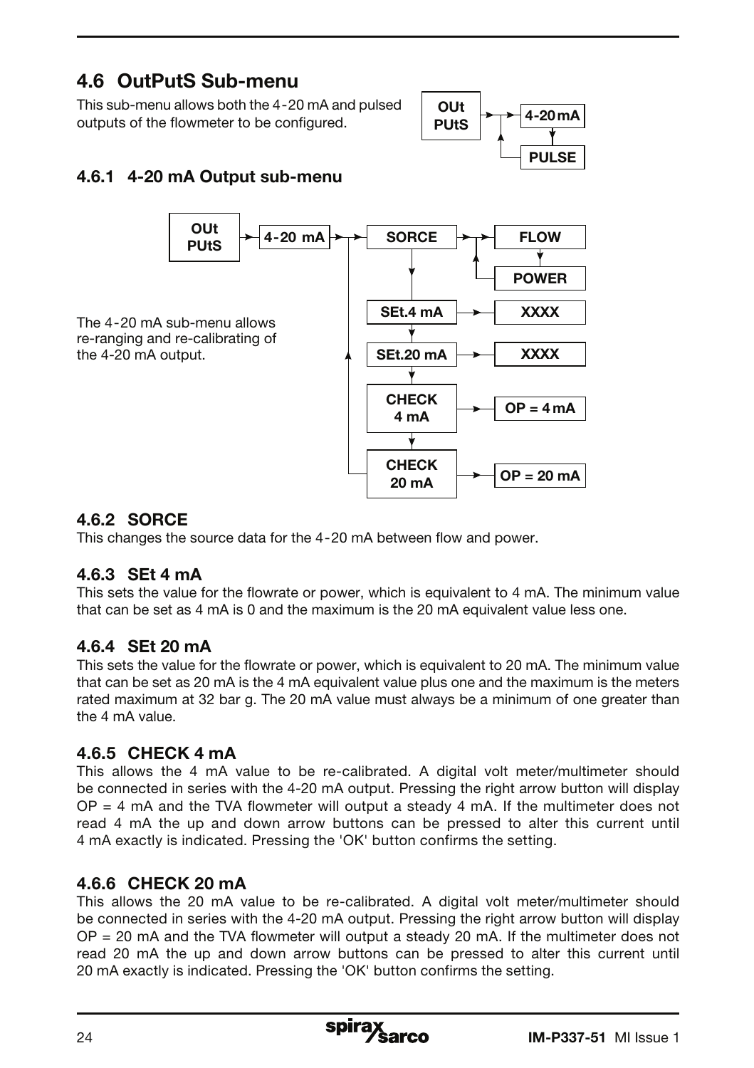## 4.6 OutPutS Sub-menu

This sub-menu allows both the 4-20 mA and pulsed outputs of the flowmeter to be configured.

OUt PUtS → 4-20 mA → PULSE

### 4.6.1 4-20 mA Output sub-menu

The 4-20 mA sub-menu allows re-ranging and re-calibrating of the 4-20 mA output.

OUt PUtS → 4-20 mA → SORCE → FLOW / POWER

SEt.4 mA → XXXX

SEt.20 mA → XXXX

CHECK 4 mA → OP = 4 mA

CHECK 20 mA → OP = 20 mA

### 4.6.2 SORCE

This changes the source data for the 4-20 mA between flow and power.

### 4.6.3 SEt 4 mA

This sets the value for the flowrate or power, which is equivalent to 4 mA. The minimum value that can be set as 4 mA is 0 and the maximum is the 20 mA equivalent value less one.

### 4.6.4 SEt 20 mA

This sets the value for the flowrate or power, which is equivalent to 20 mA. The minimum value that can be set as 20 mA is the 4 mA equivalent value plus one and the maximum is the meters rated maximum at 32 bar g. The 20 mA value must always be a minimum of one greater than the 4 mA value.

### 4.6.5 CHECK 4 mA

This allows the 4 mA value to be re-calibrated. A digital volt meter/multimeter should be connected in series with the 4-20 mA output. Pressing the right arrow button will display OP = 4 mA and the TVA flowmeter will output a steady 4 mA. If the multimeter does not read 4 mA the up and down arrow buttons can be pressed to alter this current until 4 mA exactly is indicated. Pressing the 'OK' button confirms the setting.

### 4.6.6 CHECK 20 mA

This allows the 20 mA value to be re-calibrated. A digital volt meter/multimeter should be connected in series with the 4-20 mA output. Pressing the right arrow button will display OP = 20 mA and the TVA flowmeter will output a steady 20 mA. If the multimeter does not read 20 mA the up and down arrow buttons can be pressed to alter this current until 20 mA exactly is indicated. Pressing the 'OK' button confirms the setting.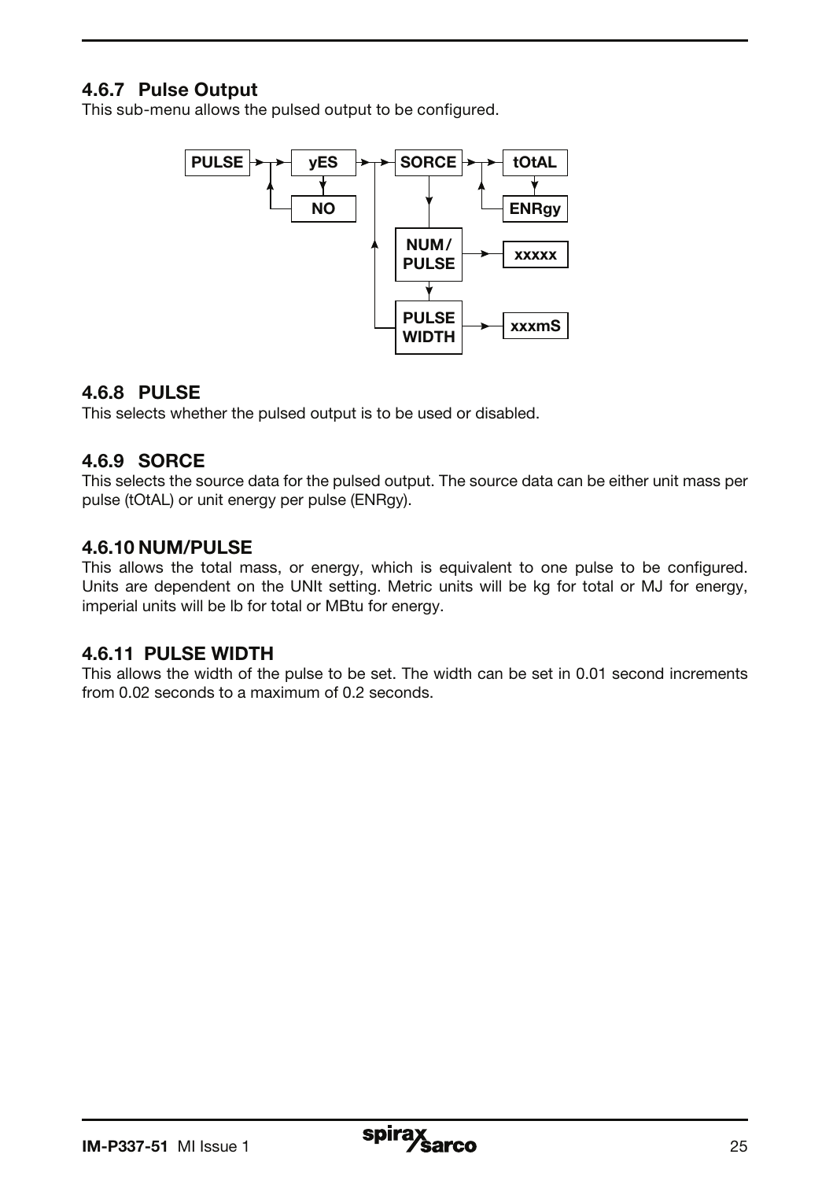### 4.6.7 Pulse Output

This sub-menu allows the pulsed output to be configured.

PULSE → yES / NO → SORCE → tOtAL / ENRgy

NUM/PULSE → xxxxx

PULSE WIDTH → xxxmS

### 4.6.8 PULSE

This selects whether the pulsed output is to be used or disabled.

### 4.6.9 SORCE

This selects the source data for the pulsed output. The source data can be either unit mass per pulse (tOtAL) or unit energy per pulse (ENRgy).

### 4.6.10 NUM/PULSE

This allows the total mass, or energy, which is equivalent to one pulse to be configured. Units are dependent on the UNIt setting. Metric units will be kg for total or MJ for energy, imperial units will be lb for total or MBtu for energy.

### 4.6.11 PULSE WIDTH

This allows the width of the pulse to be set. The width can be set in 0.01 second increments from 0.02 seconds to a maximum of 0.2 seconds.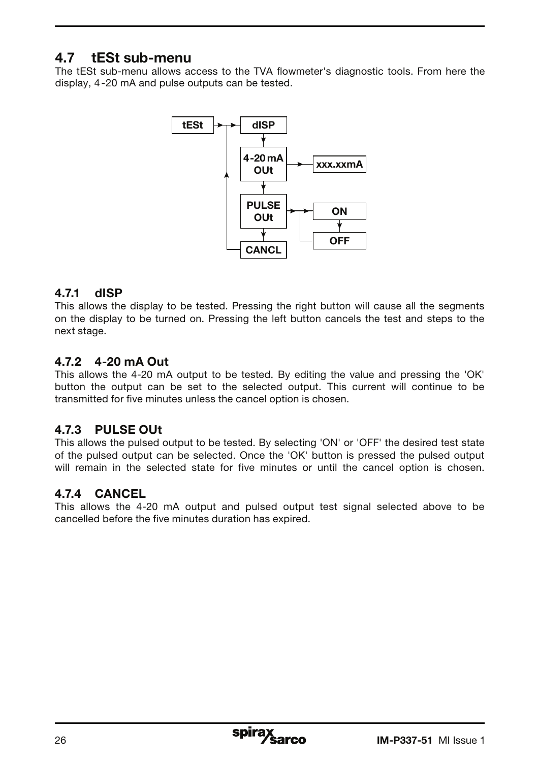## 4.7 tESt sub-menu

The tESt sub-menu allows access to the TVA flowmeter's diagnostic tools. From here the display, 4-20 mA and pulse outputs can be tested.

### 4.7.1 dISP

This allows the display to be tested. Pressing the right button will cause all the segments on the display to be turned on. Pressing the left button cancels the test and steps to the next stage.

### 4.7.2 4-20 mA Out

This allows the 4-20 mA output to be tested. By editing the value and pressing the 'OK' button the output can be set to the selected output. This current will continue to be transmitted for five minutes unless the cancel option is chosen.

### 4.7.3 PULSE OUt

This allows the pulsed output to be tested. By selecting 'ON' or 'OFF' the desired test state of the pulsed output can be selected. Once the 'OK' button is pressed the pulsed output will remain in the selected state for five minutes or until the cancel option is chosen.

### 4.7.4 CANCEL

This allows the 4-20 mA output and pulsed output test signal selected above to be cancelled before the five minutes duration has expired.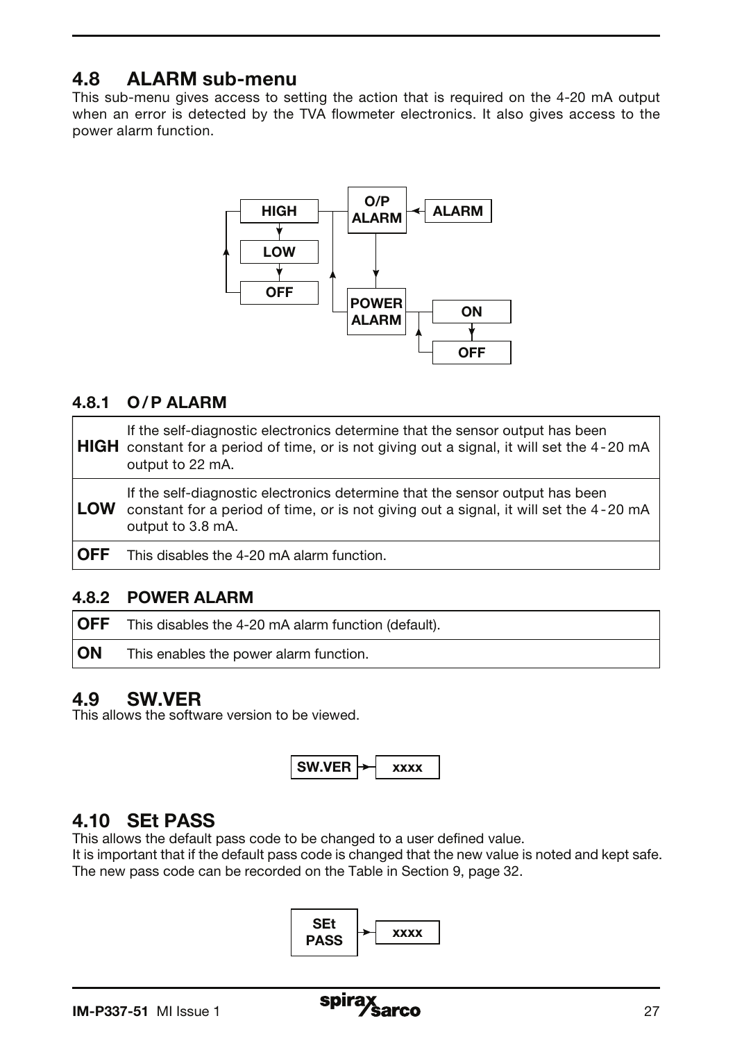## 4.8 ALARM sub-menu

This sub-menu gives access to setting the action that is required on the 4-20 mA output when an error is detected by the TVA flowmeter electronics. It also gives access to the power alarm function.

HIGH
LOW
OFF
O/P ALARM
ALARM
POWER ALARM
ON
OFF

### 4.8.1 O/P ALARM

| | |
|---|---|
| **HIGH** | If the self-diagnostic electronics determine that the sensor output has been constant for a period of time, or is not giving out a signal, it will set the 4-20 mA output to 22 mA. |
| **LOW** | If the self-diagnostic electronics determine that the sensor output has been constant for a period of time, or is not giving out a signal, it will set the 4-20 mA output to 3.8 mA. |
| **OFF** | This disables the 4-20 mA alarm function. |

### 4.8.2 POWER ALARM

| | |
|---|---|
| **OFF** | This disables the 4-20 mA alarm function (default). |
| **ON** | This enables the power alarm function. |

## 4.9 SW.VER

This allows the software version to be viewed.

SW.VER → xxxx

## 4.10 SEt PASS

This allows the default pass code to be changed to a user defined value.
It is important that if the default pass code is changed that the new value is noted and kept safe. The new pass code can be recorded on the Table in Section 9, page 32.

SEt PASS → xxxx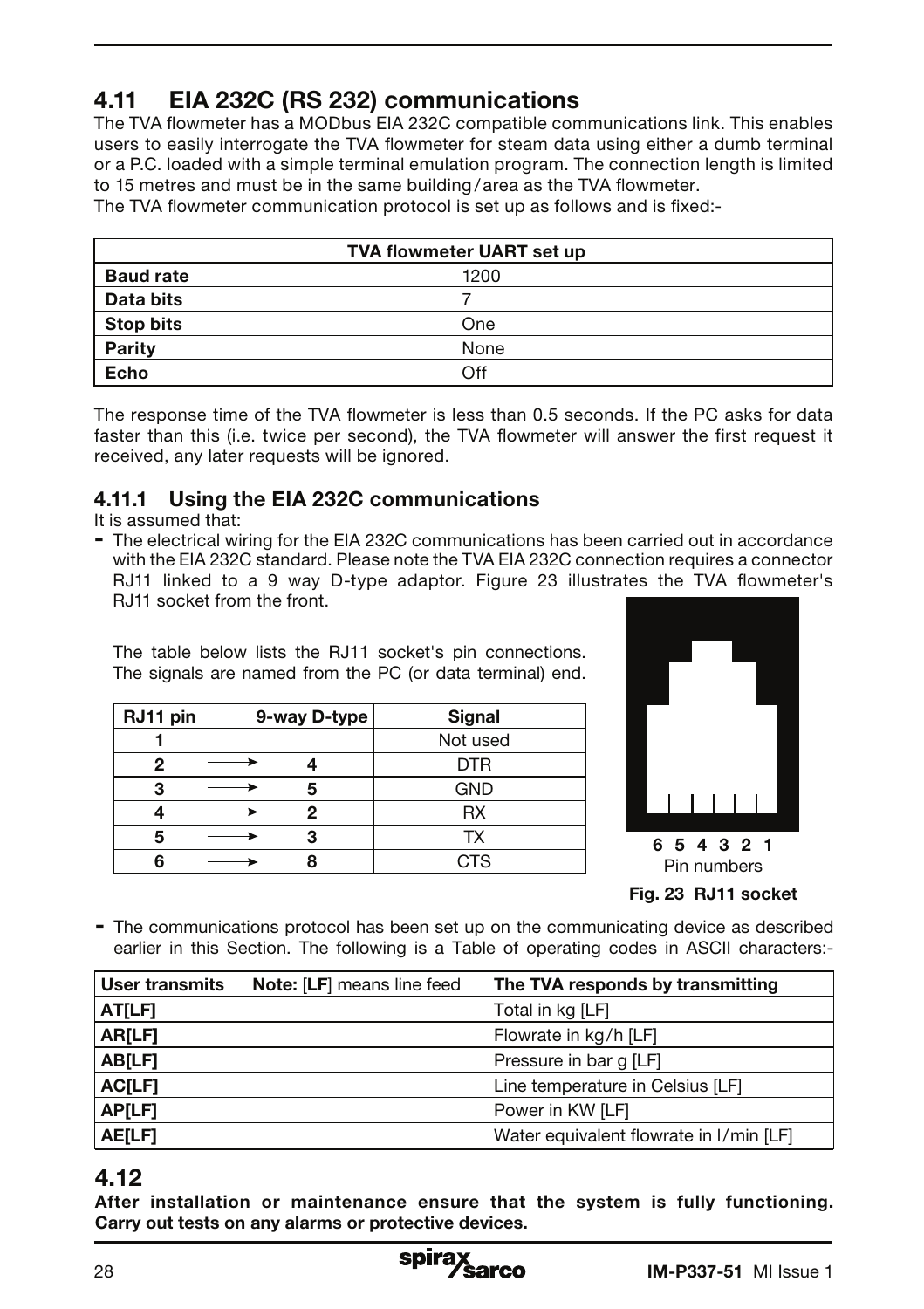## 4.11 EIA 232C (RS 232) communications

The TVA flowmeter has a MODbus EIA 232C compatible communications link. This enables users to easily interrogate the TVA flowmeter for steam data using either a dumb terminal or a P.C. loaded with a simple terminal emulation program. The connection length is limited to 15 metres and must be in the same building/area as the TVA flowmeter.

The TVA flowmeter communication protocol is set up as follows and is fixed:-

| TVA flowmeter UART set up | |
|---|---|
| **Baud rate** | 1200 |
| **Data bits** | 7 |
| **Stop bits** | One |
| **Parity** | None |
| **Echo** | Off |

The response time of the TVA flowmeter is less than 0.5 seconds. If the PC asks for data faster than this (i.e. twice per second), the TVA flowmeter will answer the first request it received, any later requests will be ignored.

### 4.11.1 Using the EIA 232C communications

It is assumed that:

- The electrical wiring for the EIA 232C communications has been carried out in accordance with the EIA 232C standard. Please note the TVA EIA 232C connection requires a connector RJ11 linked to a 9 way D-type adaptor. Figure 23 illustrates the TVA flowmeter's RJ11 socket from the front.

  The table below lists the RJ11 socket's pin connections. The signals are named from the PC (or data terminal) end.

| RJ11 pin | | 9-way D-type | Signal |
|---|---|---|---|
| **1** | | | Not used |
| **2** | → | **4** | DTR |
| **3** | → | **5** | GND |
| **4** | → | **2** | RX |
| **5** | → | **3** | TX |
| **6** | → | **8** | CTS |

**6 5 4 3 2 1**
Pin numbers

**Fig. 23 RJ11 socket**

- The communications protocol has been set up on the communicating device as described earlier in this Section. The following is a Table of operating codes in ASCII characters:-

| User transmits | Note: [LF] means line feed | The TVA responds by transmitting |
|---|---|---|
| **AT[LF]** | | Total in kg [LF] |
| **AR[LF]** | | Flowrate in kg/h [LF] |
| **AB[LF]** | | Pressure in bar g [LF] |
| **AC[LF]** | | Line temperature in Celsius [LF] |
| **AP[LF]** | | Power in KW [LF] |
| **AE[LF]** | | Water equivalent flowrate in l/min [LF] |

## 4.12

**After installation or maintenance ensure that the system is fully functioning. Carry out tests on any alarms or protective devices.**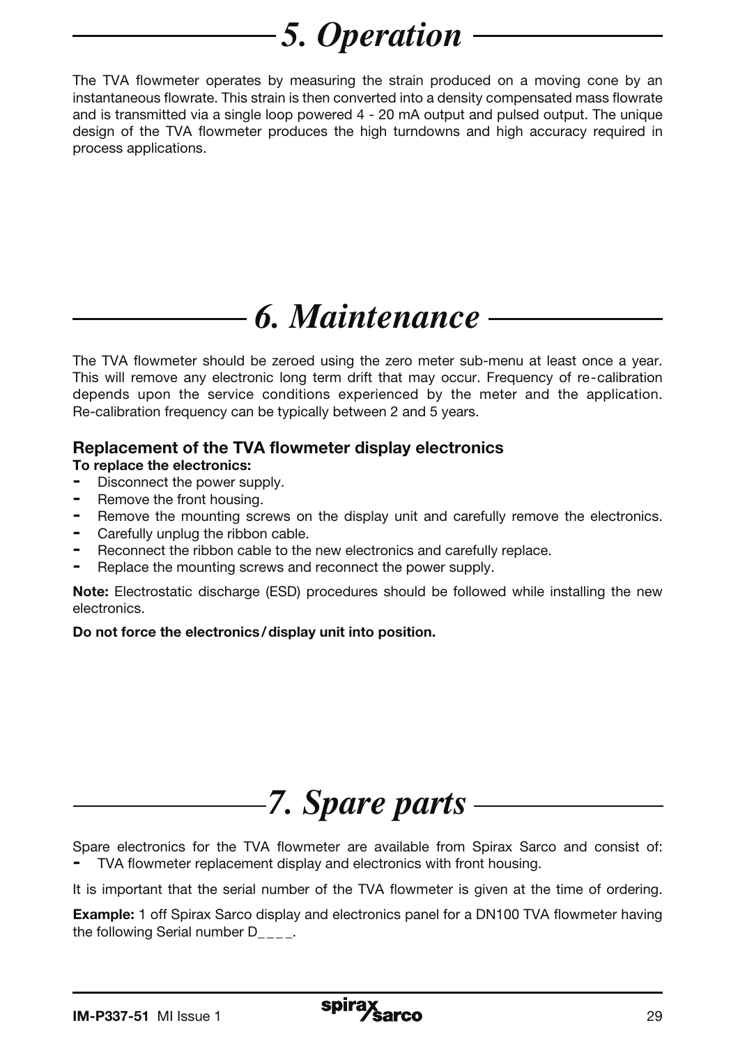# 5. Operation

The TVA flowmeter operates by measuring the strain produced on a moving cone by an instantaneous flowrate. This strain is then converted into a density compensated mass flowrate and is transmitted via a single loop powered 4 - 20 mA output and pulsed output. The unique design of the TVA flowmeter produces the high turndowns and high accuracy required in process applications.

# 6. Maintenance

The TVA flowmeter should be zeroed using the zero meter sub-menu at least once a year. This will remove any electronic long term drift that may occur. Frequency of re-calibration depends upon the service conditions experienced by the meter and the application. Re-calibration frequency can be typically between 2 and 5 years.

### Replacement of the TVA flowmeter display electronics

**To replace the electronics:**

- Disconnect the power supply.
- Remove the front housing.
- Remove the mounting screws on the display unit and carefully remove the electronics.
- Carefully unplug the ribbon cable.
- Reconnect the ribbon cable to the new electronics and carefully replace.
- Replace the mounting screws and reconnect the power supply.

**Note:** Electrostatic discharge (ESD) procedures should be followed while installing the new electronics.

**Do not force the electronics / display unit into position.**

# 7. Spare parts

Spare electronics for the TVA flowmeter are available from Spirax Sarco and consist of:

- TVA flowmeter replacement display and electronics with front housing.

It is important that the serial number of the TVA flowmeter is given at the time of ordering.

**Example:** 1 off Spirax Sarco display and electronics panel for a DN100 TVA flowmeter having the following Serial number D_ _ _ _.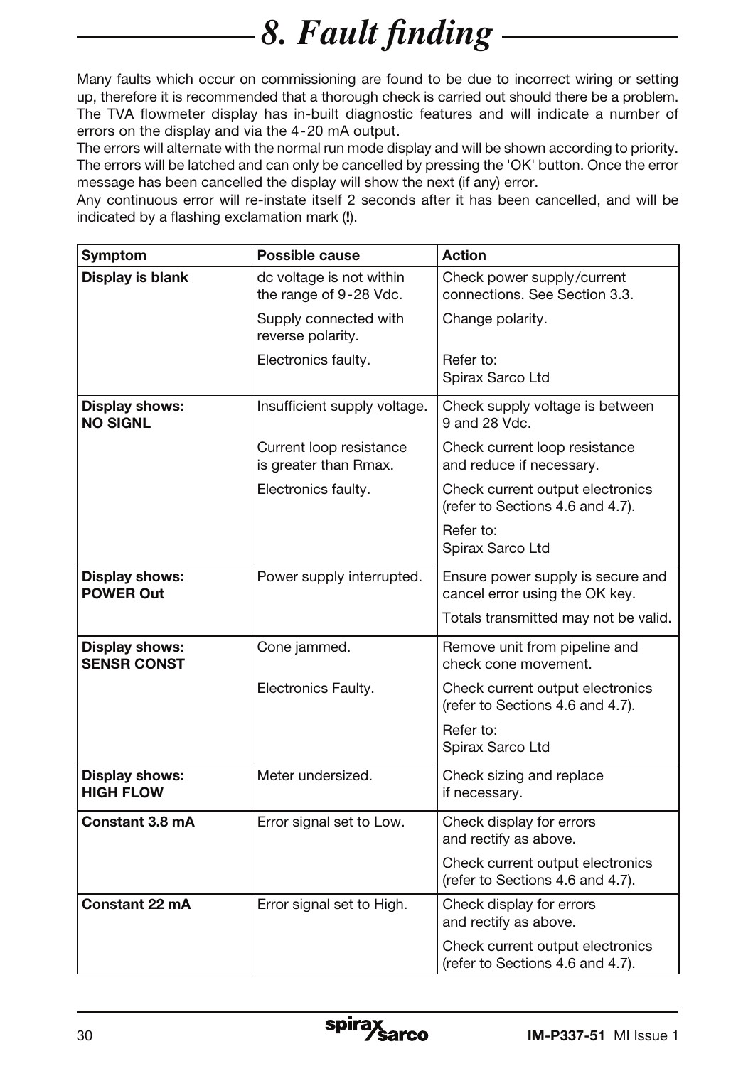# 8. Fault finding

Many faults which occur on commissioning are found to be due to incorrect wiring or setting up, therefore it is recommended that a thorough check is carried out should there be a problem. The TVA flowmeter display has in-built diagnostic features and will indicate a number of errors on the display and via the 4-20 mA output.

The errors will alternate with the normal run mode display and will be shown according to priority. The errors will be latched and can only be cancelled by pressing the 'OK' button. Once the error message has been cancelled the display will show the next (if any) error.

Any continuous error will re-instate itself 2 seconds after it has been cancelled, and will be indicated by a flashing exclamation mark (**!**).

| Symptom | Possible cause | Action |
|---|---|---|
| **Display is blank** | dc voltage is not within the range of 9-28 Vdc. | Check power supply/current connections. See Section 3.3. |
| | Supply connected with reverse polarity. | Change polarity. |
| | Electronics faulty. | Refer to: Spirax Sarco Ltd |
| **Display shows: NO SIGNL** | Insufficient supply voltage. | Check supply voltage is between 9 and 28 Vdc. |
| | Current loop resistance is greater than Rmax. | Check current loop resistance and reduce if necessary. |
| | Electronics faulty. | Check current output electronics (refer to Sections 4.6 and 4.7). |
| | | Refer to: Spirax Sarco Ltd |
| **Display shows: POWER Out** | Power supply interrupted. | Ensure power supply is secure and cancel error using the OK key. |
| | | Totals transmitted may not be valid. |
| **Display shows: SENSR CONST** | Cone jammed. | Remove unit from pipeline and check cone movement. |
| | Electronics Faulty. | Check current output electronics (refer to Sections 4.6 and 4.7). |
| | | Refer to: Spirax Sarco Ltd |
| **Display shows: HIGH FLOW** | Meter undersized. | Check sizing and replace if necessary. |
| **Constant 3.8 mA** | Error signal set to Low. | Check display for errors and rectify as above. |
| | | Check current output electronics (refer to Sections 4.6 and 4.7). |
| **Constant 22 mA** | Error signal set to High. | Check display for errors and rectify as above. |
| | | Check current output electronics (refer to Sections 4.6 and 4.7). |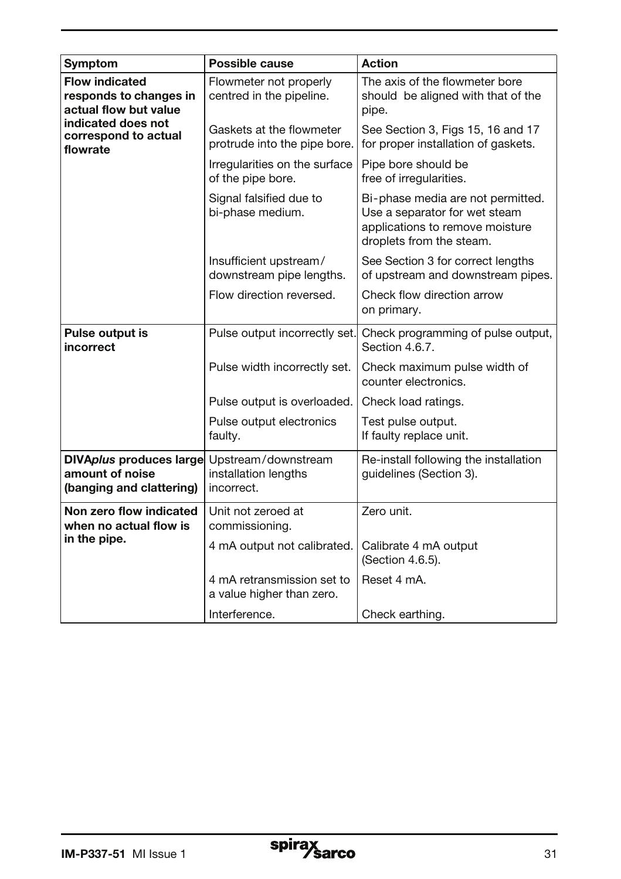| Symptom | Possible cause | Action |
|---|---|---|
| **Flow indicated responds to changes in actual flow but value indicated does not correspond to actual flowrate** | Flowmeter not properly centred in the pipeline. | The axis of the flowmeter bore should be aligned with that of the pipe. |
| | Gaskets at the flowmeter protrude into the pipe bore. | See Section 3, Figs 15, 16 and 17 for proper installation of gaskets. |
| | Irregularities on the surface of the pipe bore. | Pipe bore should be free of irregularities. |
| | Signal falsified due to bi-phase medium. | Bi-phase media are not permitted. Use a separator for wet steam applications to remove moisture droplets from the steam. |
| | Insufficient upstream / downstream pipe lengths. | See Section 3 for correct lengths of upstream and downstream pipes. |
| | Flow direction reversed. | Check flow direction arrow on primary. |
| **Pulse output is incorrect** | Pulse output incorrectly set. | Check programming of pulse output, Section 4.6.7. |
| | Pulse width incorrectly set. | Check maximum pulse width of counter electronics. |
| | Pulse output is overloaded. | Check load ratings. |
| | Pulse output electronics faulty. | Test pulse output. If faulty replace unit. |
| **DIVA*plus* produces large amount of noise (banging and clattering)** | Upstream / downstream installation lengths incorrect. | Re-install following the installation guidelines (Section 3). |
| **Non zero flow indicated when no actual flow is in the pipe.** | Unit not zeroed at commissioning. | Zero unit. |
| | 4 mA output not calibrated. | Calibrate 4 mA output (Section 4.6.5). |
| | 4 mA retransmission set to a value higher than zero. | Reset 4 mA. |
| | Interference. | Check earthing. |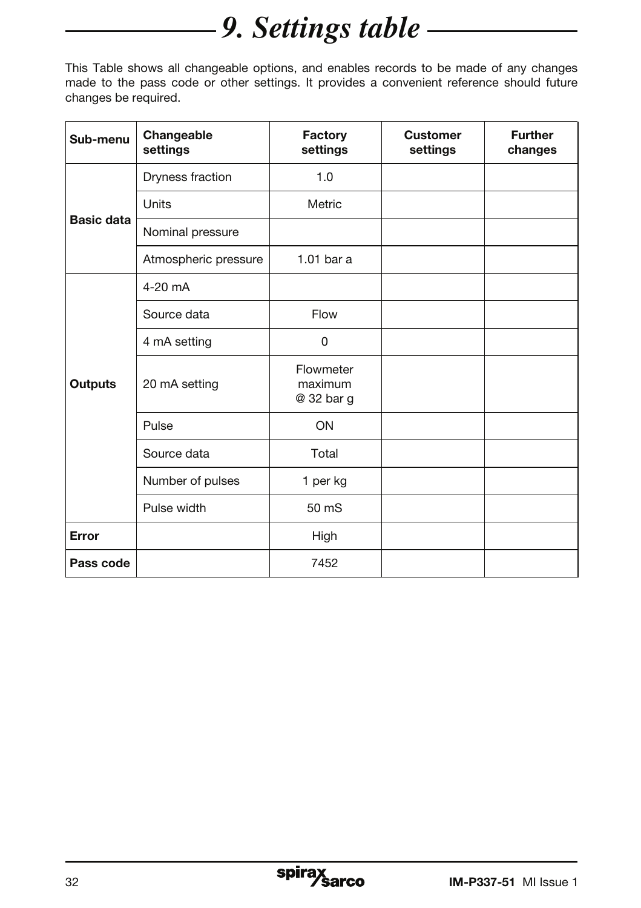# 9. Settings table

This Table shows all changeable options, and enables records to be made of any changes made to the pass code or other settings. It provides a convenient reference should future changes be required.

| Sub-menu | Changeable settings | Factory settings | Customer settings | Further changes |
|---|---|---|---|---|
| **Basic data** | Dryness fraction | 1.0 | | |
| | Units | Metric | | |
| | Nominal pressure | | | |
| | Atmospheric pressure | 1.01 bar a | | |
| **Outputs** | 4-20 mA | | | |
| | Source data | Flow | | |
| | 4 mA setting | 0 | | |
| | 20 mA setting | Flowmeter maximum @ 32 bar g | | |
| | Pulse | ON | | |
| | Source data | Total | | |
| | Number of pulses | 1 per kg | | |
| | Pulse width | 50 mS | | |
| **Error** | | High | | |
| **Pass code** | | 7452 | | |